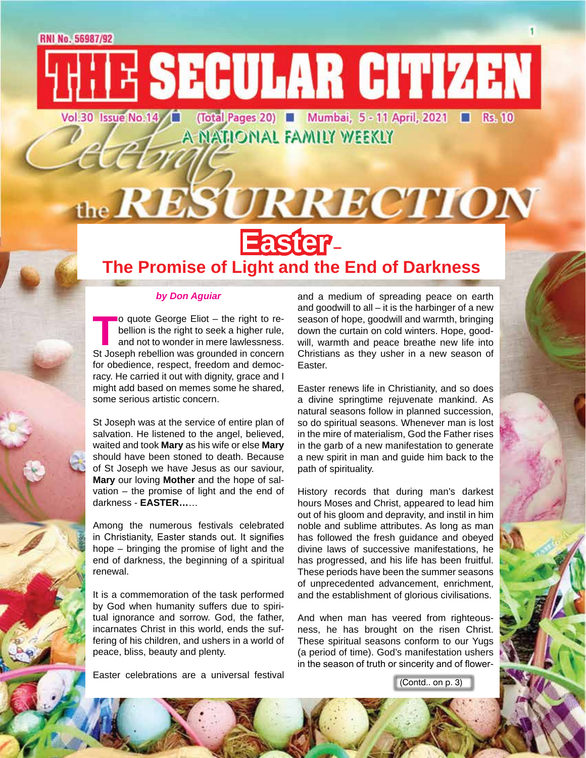RNI No. 56987/92

# THE SECULAR CITIZEN

Vol.30 Issue No.14 ■ (Total Pages 20) ■ Mumbai, 5 - 11 April, 2021 ■ Rs. 10

A NATIONAL FAMILY WEEKLY

Celebrate the RESURRECTION

# Easter – The Promise of Light and the End of Darkness

***by Don Aguiar***

To quote George Eliot – the right to rebellion is the right to seek a higher rule, and not to wonder in mere lawlessness. St Joseph rebellion was grounded in concern for obedience, respect, freedom and democracy. He carried it out with dignity, grace and I might add based on memes some he shared, some serious artistic concern.

St Joseph was at the service of entire plan of salvation. He listened to the angel, believed, waited and took **Mary** as his wife or else **Mary** should have been stoned to death. Because of St Joseph we have Jesus as our saviour, **Mary** our loving **Mother** and the hope of salvation – the promise of light and the end of darkness - **EASTER……**

Among the numerous festivals celebrated in Christianity, Easter stands out. It signifies hope – bringing the promise of light and the end of darkness, the beginning of a spiritual renewal.

It is a commemoration of the task performed by God when humanity suffers due to spiritual ignorance and sorrow. God, the father, incarnates Christ in this world, ends the suffering of his children, and ushers in a world of peace, bliss, beauty and plenty.

Easter celebrations are a universal festival and a medium of spreading peace on earth and goodwill to all – it is the harbinger of a new season of hope, goodwill and warmth, bringing down the curtain on cold winters. Hope, goodwill, warmth and peace breathe new life into Christians as they usher in a new season of Easter.

Easter renews life in Christianity, and so does a divine springtime rejuvenate mankind. As natural seasons follow in planned succession, so do spiritual seasons. Whenever man is lost in the mire of materialism, God the Father rises in the garb of a new manifestation to generate a new spirit in man and guide him back to the path of spirituality.

History records that during man's darkest hours Moses and Christ, appeared to lead him out of his gloom and depravity, and instil in him noble and sublime attributes. As long as man has followed the fresh guidance and obeyed divine laws of successive manifestations, he has progressed, and his life has been fruitful. These periods have been the summer seasons of unprecedented advancement, enrichment, and the establishment of glorious civilisations.

And when man has veered from righteousness, he has brought on the risen Christ. These spiritual seasons conform to our Yugs (a period of time). God's manifestation ushers in the season of truth or sincerity and of flower-

(Contd.. on p. 3)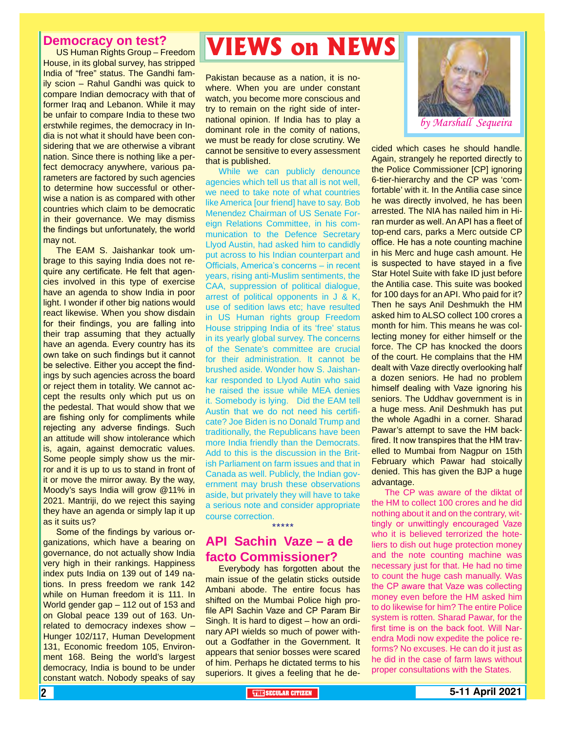# VIEWS on NEWS

*by Marshall Sequeira*

## Democracy on test?

US Human Rights Group – Freedom House, in its global survey, has stripped India of "free" status. The Gandhi family scion – Rahul Gandhi was quick to compare Indian democracy with that of former Iraq and Lebanon. While it may be unfair to compare India to these two erstwhile regimes, the democracy in India is not what it should have been considering that we are otherwise a vibrant nation. Since there is nothing like a perfect democracy anywhere, various parameters are factored by such agencies to determine how successful or otherwise a nation is as compared with other countries which claim to be democratic in their governance. We may dismiss the findings but unfortunately, the world may not.

The EAM S. Jaishankar took umbrage to this saying India does not require any certificate. He felt that agencies involved in this type of exercise have an agenda to show India in poor light. I wonder if other big nations would react likewise. When you show disdain for their findings, you are falling into their trap assuming that they actually have an agenda. Every country has its own take on such findings but it cannot be selective. Either you accept the findings by such agencies across the board or reject them in totality. We cannot accept the results only which put us on the pedestal. That would show that we are fishing only for compliments while rejecting any adverse findings. Such an attitude will show intolerance which is, again, against democratic values. Some people simply show us the mirror and it is up to us to stand in front of it or move the mirror away. By the way, Moody's says India will grow @11% in 2021. Mantriji, do we reject this saying they have an agenda or simply lap it up as it suits us?

Some of the findings by various organizations, which have a bearing on governance, do not actually show India very high in their rankings. Happiness index puts India on 139 out of 149 nations. In press freedom we rank 142 while on Human freedom it is 111. In World gender gap – 112 out of 153 and on Global peace 139 out of 163. Unrelated to democracy indexes show – Hunger 102/117, Human Development 131, Economic freedom 105, Environment 168. Being the world's largest democracy, India is bound to be under constant watch. Nobody speaks of say Pakistan because as a nation, it is nowhere. When you are under constant watch, you become more conscious and try to remain on the right side of international opinion. If India has to play a dominant role in the comity of nations, we must be ready for close scrutiny. We cannot be sensitive to every assessment that is published.

While we can publicly denounce agencies which tell us that all is not well, we need to take note of what countries like America [our friend] have to say. Bob Menendez Chairman of US Senate Foreign Relations Committee, in his communication to the Defence Secretary Llyod Austin, had asked him to candidly put across to his Indian counterpart and Officials, America's concerns – in recent years, rising anti-Muslim sentiments, the CAA, suppression of political dialogue, arrest of political opponents in J & K, use of sedition laws etc; have resulted in US Human rights group Freedom House stripping India of its 'free' status in its yearly global survey. The concerns of the Senate's committee are crucial for their administration. It cannot be brushed aside. Wonder how S. Jaishankar responded to Llyod Autin who said he raised the issue while MEA denies it. Somebody is lying. Did the EAM tell Austin that we do not need his certificate? Joe Biden is no Donald Trump and traditionally, the Republicans have been more India friendly than the Democrats. Add to this is the discussion in the British Parliament on farm issues and that in Canada as well. Publicly, the Indian government may brush these observations aside, but privately they will have to take a serious note and consider appropriate course correction.

\*\*\*\*\*

## API Sachin Vaze – a de facto Commissioner?

Everybody has forgotten about the main issue of the gelatin sticks outside Ambani abode. The entire focus has shifted on the Mumbai Police high profile API Sachin Vaze and CP Param Bir Singh. It is hard to digest – how an ordinary API wields so much of power without a Godfather in the Government. It appears that senior bosses were scared of him. Perhaps he dictated terms to his superiors. It gives a feeling that he decided which cases he should handle. Again, strangely he reported directly to the Police Commissioner [CP] ignoring 6-tier-hierarchy and the CP was 'comfortable' with it. In the Antilia case since he was directly involved, he has been arrested. The NIA has nailed him in Hiran murder as well. An API has a fleet of top-end cars, parks a Merc outside CP office. He has a note counting machine in his Merc and huge cash amount. He is suspected to have stayed in a five Star Hotel Suite with fake ID just before the Antilia case. This suite was booked for 100 days for an API. Who paid for it? Then he says Anil Deshmukh the HM asked him to ALSO collect 100 crores a month for him. This means he was collecting money for either himself or the force. The CP has knocked the doors of the court. He complains that the HM dealt with Vaze directly overlooking half a dozen seniors. He had no problem himself dealing with Vaze ignoring his seniors. The Uddhav government is in a huge mess. Anil Deshmukh has put the whole Agadhi in a corner. Sharad Pawar's attempt to save the HM backfired. It now transpires that the HM travelled to Mumbai from Nagpur on 15th February which Pawar had stoically denied. This has given the BJP a huge advantage.

The CP was aware of the diktat of the HM to collect 100 crores and he did nothing about it and on the contrary, wittingly or unwittingly encouraged Vaze who it is believed terrorized the hoteliers to dish out huge protection money and the note counting machine was necessary just for that. He had no time to count the huge cash manually. Was the CP aware that Vaze was collecting money even before the HM asked him to do likewise for him? The entire Police system is rotten. Sharad Pawar, for the first time is on the back foot. Will Narendra Modi now expedite the police reforms? No excuses. He can do it just as he did in the case of farm laws without proper consultations with the States.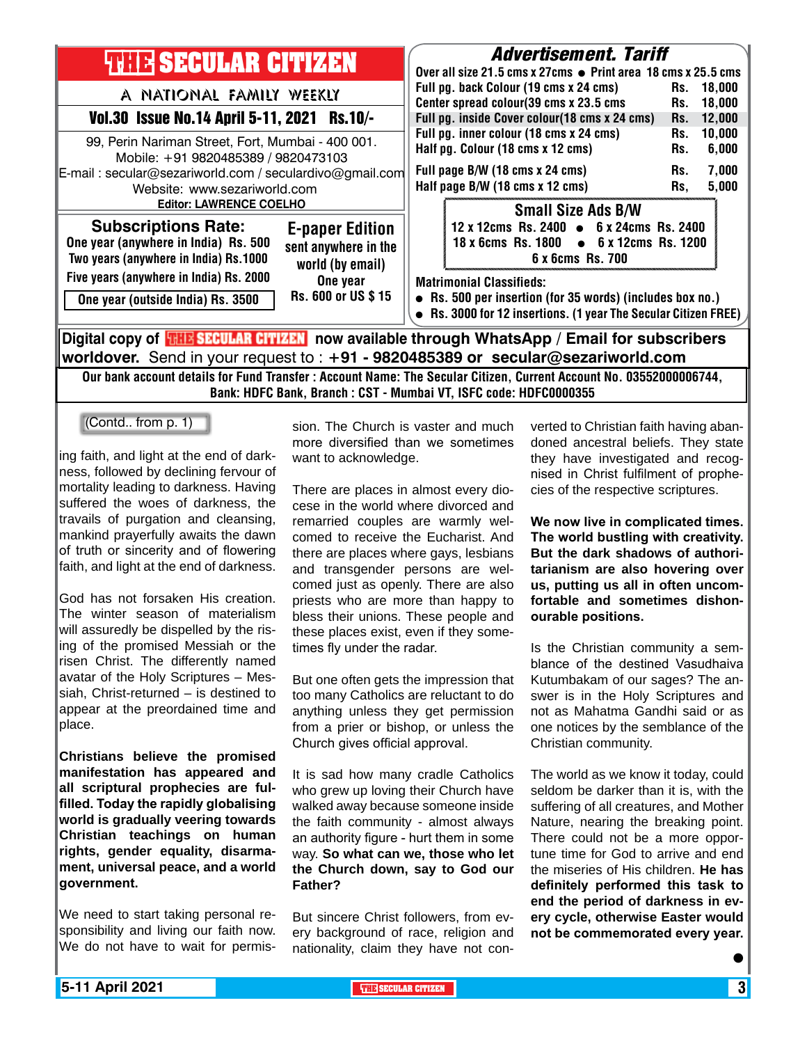# THE SECULAR CITIZEN

A NATIONAL FAMILY WEEKLY

**Vol.30 Issue No.14 April 5-11, 2021 Rs.10/-**

99, Perin Nariman Street, Fort, Mumbai - 400 001.
Mobile: +91 9820485389 / 9820473103
E-mail : secular@sezariworld.com / seculardivo@gmail.com
Website: www.sezariworld.com
**Editor: LAWRENCE COELHO**

## Subscriptions Rate:

One year (anywhere in India) Rs. 500
Two years (anywhere in India) Rs.1000
Five years (anywhere in India) Rs. 2000
One year (outside India) Rs. 3500

## E-paper Edition

sent anywhere in the world (by email)
One year
Rs. 600 or US $ 15

## Advertisement. Tariff

Over all size 21.5 cms x 27cms • Print area 18 cms x 25.5 cms

| | |
|---|---|
| Full pg. back Colour (19 cms x 24 cms) | Rs. 18,000 |
| Center spread colour(39 cms x 23.5 cms | Rs. 18,000 |
| Full pg. inside Cover colour(18 cms x 24 cms) | Rs. 12,000 |
| Full pg. inner colour (18 cms x 24 cms) | Rs. 10,000 |
| Half pg. Colour (18 cms x 12 cms) | Rs. 6,000 |
| Full page B/W (18 cms x 24 cms) | Rs. 7,000 |
| Half page B/W (18 cms x 12 cms) | Rs, 5,000 |

### Small Size Ads B/W

12 x 12cms Rs. 2400 • 6 x 24cms Rs. 2400
18 x 6cms Rs. 1800 • 6 x 12cms Rs. 1200
6 x 6cms Rs. 700

**Matrimonial Classifieds:**

- Rs. 500 per insertion (for 35 words) (includes box no.)
- Rs. 3000 for 12 insertions. (1 year The Secular Citizen FREE)

**Digital copy of THE SECULAR CITIZEN now available through WhatsApp / Email for subscribers worldover.** Send in your request to : **+91 - 9820485389 or secular@sezariworld.com**

**Our bank account details for Fund Transfer : Account Name: The Secular Citizen, Current Account No. 03552000006744, Bank: HDFC Bank, Branch : CST - Mumbai VT, ISFC code: HDFC0000355**

---

(Contd.. from p. 1)

ing faith, and light at the end of darkness, followed by declining fervour of mortality leading to darkness. Having suffered the woes of darkness, the travails of purgation and cleansing, mankind prayerfully awaits the dawn of truth or sincerity and of flowering faith, and light at the end of darkness.

God has not forsaken His creation. The winter season of materialism will assuredly be dispelled by the rising of the promised Messiah or the risen Christ. The differently named avatar of the Holy Scriptures – Messiah, Christ-returned – is destined to appear at the preordained time and place.

**Christians believe the promised manifestation has appeared and all scriptural prophecies are fulfilled. Today the rapidly globalising world is gradually veering towards Christian teachings on human rights, gender equality, disarmament, universal peace, and a world government.**

We need to start taking personal responsibility and living our faith now. We do not have to wait for permission. The Church is vaster and much more diversified than we sometimes want to acknowledge.

There are places in almost every diocese in the world where divorced and remarried couples are warmly welcomed to receive the Eucharist. And there are places where gays, lesbians and transgender persons are welcomed just as openly. There are also priests who are more than happy to bless their unions. These people and these places exist, even if they sometimes fly under the radar.

But one often gets the impression that too many Catholics are reluctant to do anything unless they get permission from a prier or bishop, or unless the Church gives official approval.

It is sad how many cradle Catholics who grew up loving their Church have walked away because someone inside the faith community - almost always an authority figure - hurt them in some way. **So what can we, those who let the Church down, say to God our Father?**

But sincere Christ followers, from every background of race, religion and nationality, claim they have not converted to Christian faith having abandoned ancestral beliefs. They state they have investigated and recognised in Christ fulfilment of prophecies of the respective scriptures.

**We now live in complicated times. The world bustling with creativity. But the dark shadows of authoritarianism are also hovering over us, putting us all in often uncomfortable and sometimes dishonourable positions.**

Is the Christian community a semblance of the destined Vasudhaiva Kutumbakam of our sages? The answer is in the Holy Scriptures and not as Mahatma Gandhi said or as one notices by the semblance of the Christian community.

The world as we know it today, could seldom be darker than it is, with the suffering of all creatures, and Mother Nature, nearing the breaking point. There could not be a more opportune time for God to arrive and end the miseries of His children. **He has definitely performed this task to end the period of darkness in every cycle, otherwise Easter would not be commemorated every year.**

●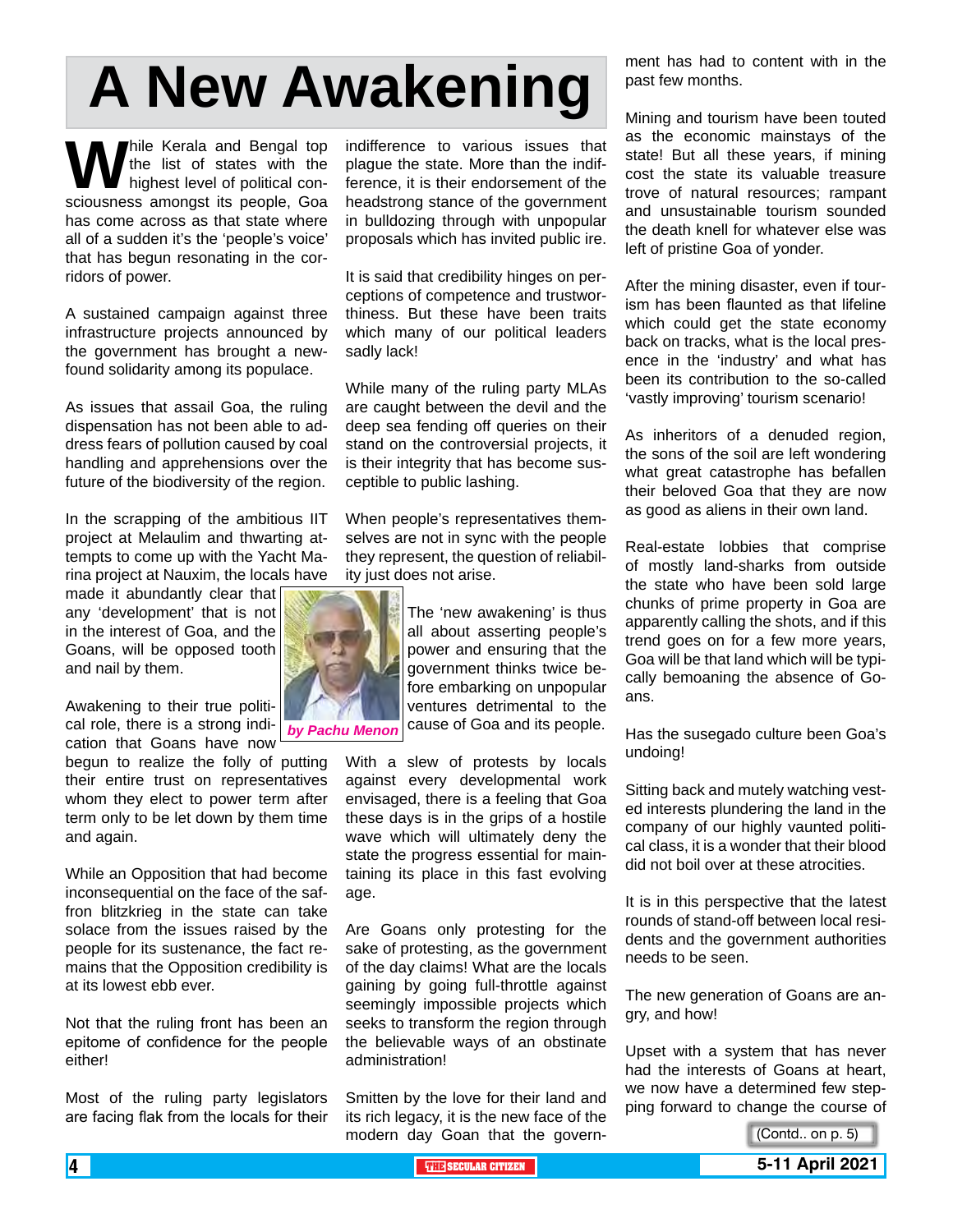# A New Awakening

*by Pachu Menon*

While Kerala and Bengal top the list of states with the highest level of political consciousness amongst its people, Goa has come across as that state where all of a sudden it's the 'people's voice' that has begun resonating in the corridors of power.

A sustained campaign against three infrastructure projects announced by the government has brought a newfound solidarity among its populace.

As issues that assail Goa, the ruling dispensation has not been able to address fears of pollution caused by coal handling and apprehensions over the future of the biodiversity of the region.

In the scrapping of the ambitious IIT project at Melaulim and thwarting attempts to come up with the Yacht Marina project at Nauxim, the locals have made it abundantly clear that any 'development' that is not in the interest of Goa, and the Goans, will be opposed tooth and nail by them.

Awakening to their true political role, there is a strong indication that Goans have now begun to realize the folly of putting their entire trust on representatives whom they elect to power term after term only to be let down by them time and again.

While an Opposition that had become inconsequential on the face of the saffron blitzkrieg in the state can take solace from the issues raised by the people for its sustenance, the fact remains that the Opposition credibility is at its lowest ebb ever.

Not that the ruling front has been an epitome of confidence for the people either!

Most of the ruling party legislators are facing flak from the locals for their indifference to various issues that plague the state. More than the indifference, it is their endorsement of the headstrong stance of the government in bulldozing through with unpopular proposals which has invited public ire.

It is said that credibility hinges on perceptions of competence and trustworthiness. But these have been traits which many of our political leaders sadly lack!

While many of the ruling party MLAs are caught between the devil and the deep sea fending off queries on their stand on the controversial projects, it is their integrity that has become susceptible to public lashing.

When people's representatives themselves are not in sync with the people they represent, the question of reliability just does not arise.

The 'new awakening' is thus all about asserting people's power and ensuring that the government thinks twice before embarking on unpopular ventures detrimental to the cause of Goa and its people.

With a slew of protests by locals against every developmental work envisaged, there is a feeling that Goa these days is in the grips of a hostile wave which will ultimately deny the state the progress essential for maintaining its place in this fast evolving age.

Are Goans only protesting for the sake of protesting, as the government of the day claims! What are the locals gaining by going full-throttle against seemingly impossible projects which seeks to transform the region through the believable ways of an obstinate administration!

Smitten by the love for their land and its rich legacy, it is the new face of the modern day Goan that the government has had to content with in the past few months.

Mining and tourism have been touted as the economic mainstays of the state! But all these years, if mining cost the state its valuable treasure trove of natural resources; rampant and unsustainable tourism sounded the death knell for whatever else was left of pristine Goa of yonder.

After the mining disaster, even if tourism has been flaunted as that lifeline which could get the state economy back on tracks, what is the local presence in the 'industry' and what has been its contribution to the so-called 'vastly improving' tourism scenario!

As inheritors of a denuded region, the sons of the soil are left wondering what great catastrophe has befallen their beloved Goa that they are now as good as aliens in their own land.

Real-estate lobbies that comprise of mostly land-sharks from outside the state who have been sold large chunks of prime property in Goa are apparently calling the shots, and if this trend goes on for a few more years, Goa will be that land which will be typically bemoaning the absence of Goans.

Has the susegado culture been Goa's undoing!

Sitting back and mutely watching vested interests plundering the land in the company of our highly vaunted political class, it is a wonder that their blood did not boil over at these atrocities.

It is in this perspective that the latest rounds of stand-off between local residents and the government authorities needs to be seen.

The new generation of Goans are angry, and how!

Upset with a system that has never had the interests of Goans at heart, we now have a determined few stepping forward to change the course of

(Contd.. on p. 5)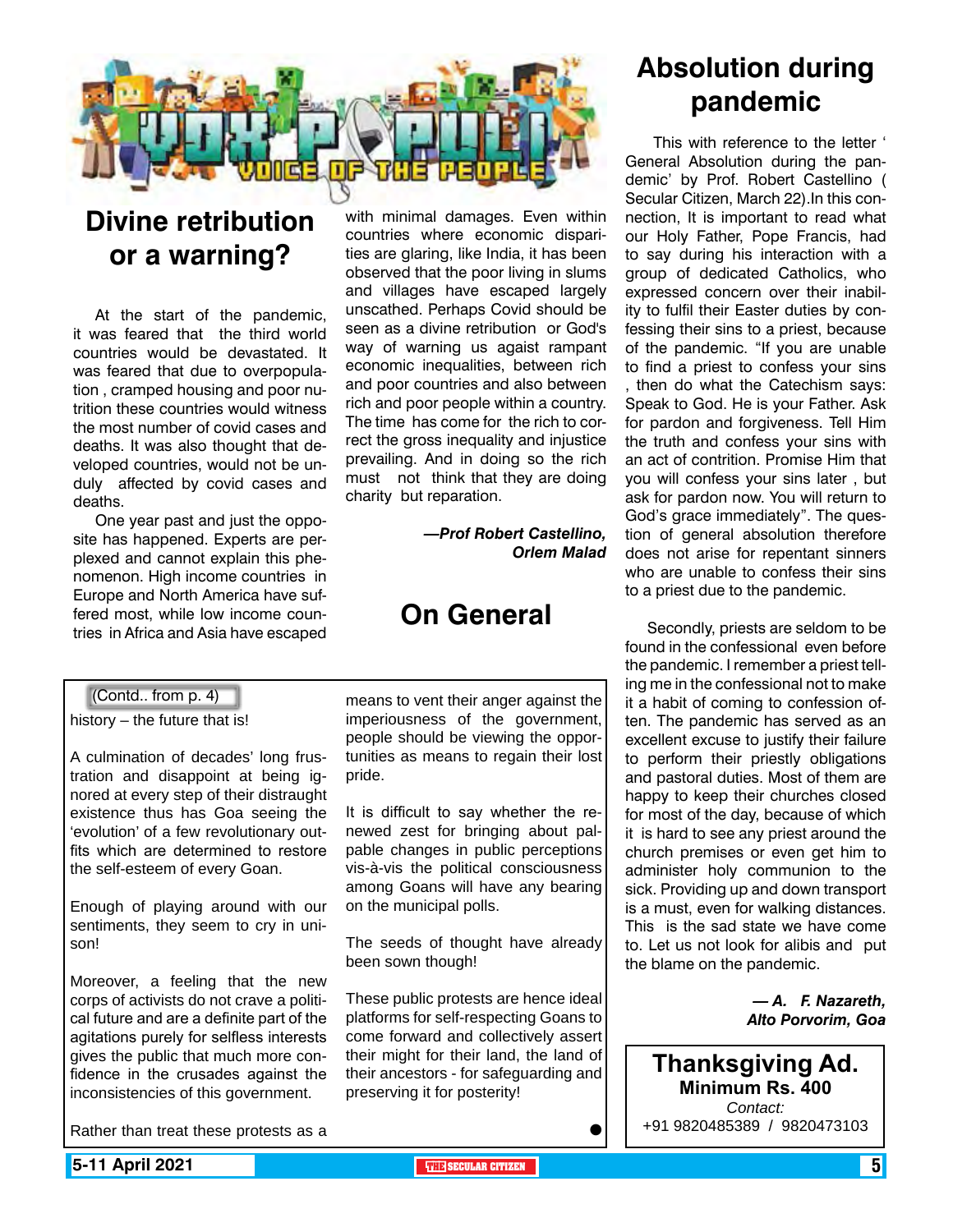# VOX POPULI – VOICE OF THE PEOPLE

## Divine retribution or a warning?

At the start of the pandemic, it was feared that the third world countries would be devastated. It was feared that due to overpopulation , cramped housing and poor nutrition these countries would witness the most number of covid cases and deaths. It was also thought that developed countries, would not be unduly affected by covid cases and deaths.

One year past and just the opposite has happened. Experts are perplexed and cannot explain this phenomenon. High income countries in Europe and North America have suffered most, while low income countries in Africa and Asia have escaped with minimal damages. Even within countries where economic disparities are glaring, like India, it has been observed that the poor living in slums and villages have escaped largely unscathed. Perhaps Covid should be seen as a divine retribution or God's way of warning us agaist rampant economic inequalities, between rich and poor countries and also between rich and poor people within a country. The time has come for the rich to correct the gross inequality and injustice prevailing. And in doing so the rich must not think that they are doing charity but reparation.

***—Prof Robert Castellino, Orlem Malad***

## Absolution during pandemic

This with reference to the letter ' General Absolution during the pandemic' by Prof. Robert Castellino ( Secular Citizen, March 22).In this connection, It is important to read what our Holy Father, Pope Francis, had to say during his interaction with a group of dedicated Catholics, who expressed concern over their inability to fulfil their Easter duties by confessing their sins to a priest, because of the pandemic. "If you are unable to find a priest to confess your sins , then do what the Catechism says: Speak to God. He is your Father. Ask for pardon and forgiveness. Tell Him the truth and confess your sins with an act of contrition. Promise Him that you will confess your sins later , but ask for pardon now. You will return to God's grace immediately". The question of general absolution therefore does not arise for repentant sinners who are unable to confess their sins to a priest due to the pandemic.

Secondly, priests are seldom to be found in the confessional even before the pandemic. I remember a priest telling me in the confessional not to make it a habit of coming to confession often. The pandemic has served as an excellent excuse to justify their failure to perform their priestly obligations and pastoral duties. Most of them are happy to keep their churches closed for most of the day, because of which it is hard to see any priest around the church premises or even get him to administer holy communion to the sick. Providing up and down transport is a must, even for walking distances. This is the sad state we have come to. Let us not look for alibis and put the blame on the pandemic.

***— A. F. Nazareth, Alto Porvorim, Goa***

## On General

(Contd.. from p. 4)

history – the future that is!

A culmination of decades' long frustration and disappoint at being ignored at every step of their distraught existence thus has Goa seeing the 'evolution' of a few revolutionary outfits which are determined to restore the self-esteem of every Goan.

Enough of playing around with our sentiments, they seem to cry in unison!

Moreover, a feeling that the new corps of activists do not crave a political future and are a definite part of the agitations purely for selfless interests gives the public that much more confidence in the crusades against the inconsistencies of this government.

Rather than treat these protests as a means to vent their anger against the imperiousness of the government, people should be viewing the opportunities as means to regain their lost pride.

It is difficult to say whether the renewed zest for bringing about palpable changes in public perceptions vis-à-vis the political consciousness among Goans will have any bearing on the municipal polls.

The seeds of thought have already been sown though!

These public protests are hence ideal platforms for self-respecting Goans to come forward and collectively assert their might for their land, the land of their ancestors - for safeguarding and preserving it for posterity!

●

**Thanksgiving Ad.**
**Minimum Rs. 400**
*Contact:*
+91 9820485389 / 9820473103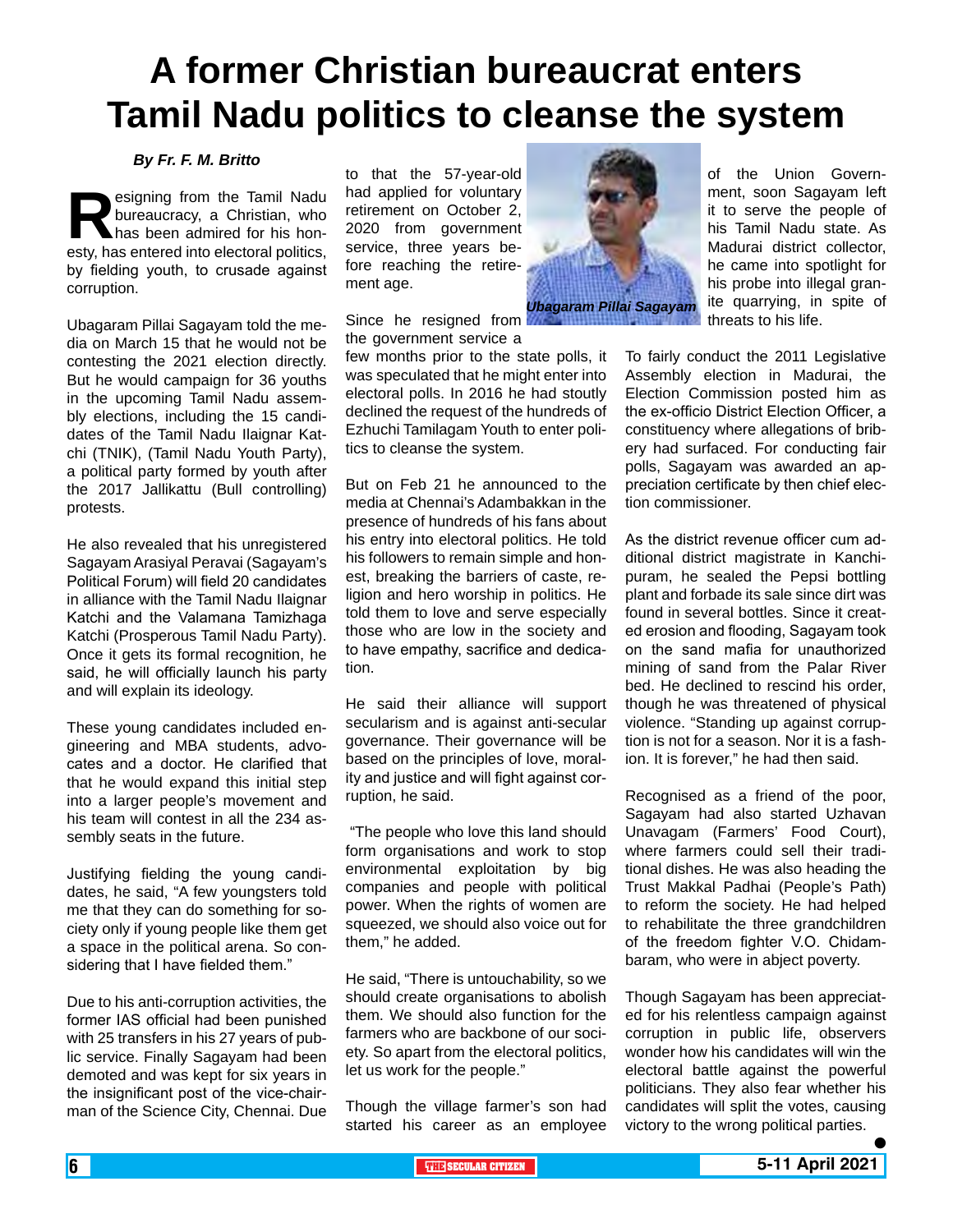# A former Christian bureaucrat enters Tamil Nadu politics to cleanse the system

***By Fr. F. M. Britto***

Resigning from the Tamil Nadu bureaucracy, a Christian, who has been admired for his honesty, has entered into electoral politics, by fielding youth, to crusade against corruption.

Ubagaram Pillai Sagayam told the media on March 15 that he would not be contesting the 2021 election directly. But he would campaign for 36 youths in the upcoming Tamil Nadu assembly elections, including the 15 candidates of the Tamil Nadu Ilaignar Katchi (TNIK), (Tamil Nadu Youth Party), a political party formed by youth after the 2017 Jallikattu (Bull controlling) protests.

He also revealed that his unregistered Sagayam Arasiyal Peravai (Sagayam's Political Forum) will field 20 candidates in alliance with the Tamil Nadu Ilaignar Katchi and the Valamana Tamizhaga Katchi (Prosperous Tamil Nadu Party). Once it gets its formal recognition, he said, he will officially launch his party and will explain its ideology.

These young candidates included engineering and MBA students, advocates and a doctor. He clarified that that he would expand this initial step into a larger people's movement and his team will contest in all the 234 assembly seats in the future.

Justifying fielding the young candidates, he said, "A few youngsters told me that they can do something for society only if young people like them get a space in the political arena. So considering that I have fielded them."

Due to his anti-corruption activities, the former IAS official had been punished with 25 transfers in his 27 years of public service. Finally Sagayam had been demoted and was kept for six years in the insignificant post of the vice-chairman of the Science City, Chennai. Due to that the 57-year-old had applied for voluntary retirement on October 2, 2020 from government service, three years before reaching the retirement age.

*Ubagaram Pillai Sagayam*

Since he resigned from the government service a few months prior to the state polls, it was speculated that he might enter into electoral polls. In 2016 he had stoutly declined the request of the hundreds of Ezhuchi Tamilagam Youth to enter politics to cleanse the system.

But on Feb 21 he announced to the media at Chennai's Adambakkan in the presence of hundreds of his fans about his entry into electoral politics. He told his followers to remain simple and honest, breaking the barriers of caste, religion and hero worship in politics. He told them to love and serve especially those who are low in the society and to have empathy, sacrifice and dedication.

He said their alliance will support secularism and is against anti-secular governance. Their governance will be based on the principles of love, morality and justice and will fight against corruption, he said.

"The people who love this land should form organisations and work to stop environmental exploitation by big companies and people with political power. When the rights of women are squeezed, we should also voice out for them," he added.

He said, "There is untouchability, so we should create organisations to abolish them. We should also function for the farmers who are backbone of our society. So apart from the electoral politics, let us work for the people."

Though the village farmer's son had started his career as an employee of the Union Government, soon Sagayam left it to serve the people of his Tamil Nadu state. As Madurai district collector, he came into spotlight for his probe into illegal granite quarrying, in spite of threats to his life.

To fairly conduct the 2011 Legislative Assembly election in Madurai, the Election Commission posted him as the ex-officio District Election Officer, a constituency where allegations of bribery had surfaced. For conducting fair polls, Sagayam was awarded an appreciation certificate by then chief election commissioner.

As the district revenue officer cum additional district magistrate in Kanchipuram, he sealed the Pepsi bottling plant and forbade its sale since dirt was found in several bottles. Since it created erosion and flooding, Sagayam took on the sand mafia for unauthorized mining of sand from the Palar River bed. He declined to rescind his order, though he was threatened of physical violence. "Standing up against corruption is not for a season. Nor it is a fashion. It is forever," he had then said.

Recognised as a friend of the poor, Sagayam had also started Uzhavan Unavagam (Farmers' Food Court), where farmers could sell their traditional dishes. He was also heading the Trust Makkal Padhai (People's Path) to reform the society. He had helped to rehabilitate the three grandchildren of the freedom fighter V.O. Chidambaram, who were in abject poverty.

Though Sagayam has been appreciated for his relentless campaign against corruption in public life, observers wonder how his candidates will win the electoral battle against the powerful politicians. They also fear whether his candidates will split the votes, causing victory to the wrong political parties.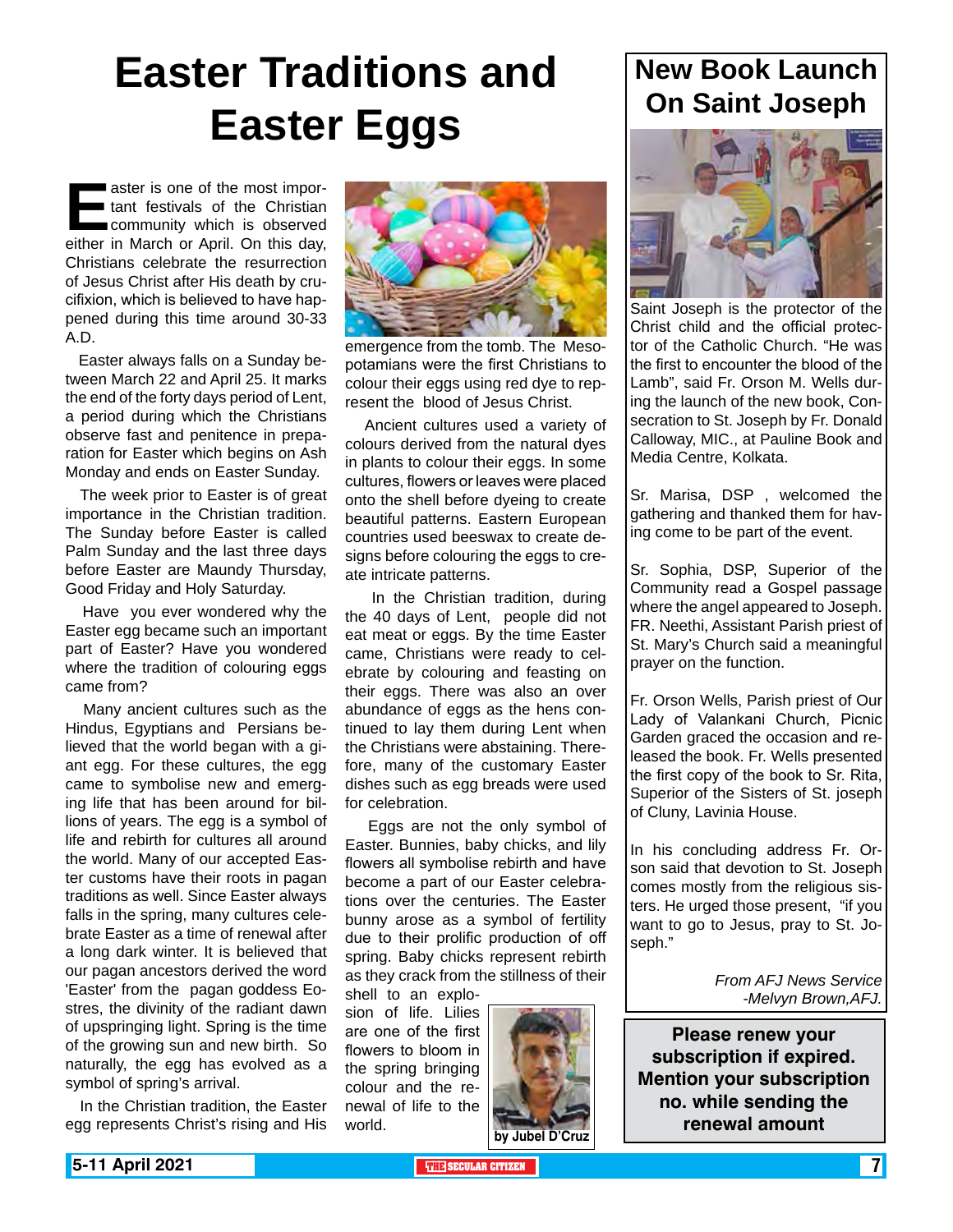# Easter Traditions and Easter Eggs

Easter is one of the most important festivals of the Christian community which is observed either in March or April. On this day, Christians celebrate the resurrection of Jesus Christ after His death by crucifixion, which is believed to have happened during this time around 30-33 A.D.

Easter always falls on a Sunday between March 22 and April 25. It marks the end of the forty days period of Lent, a period during which the Christians observe fast and penitence in preparation for Easter which begins on Ash Monday and ends on Easter Sunday.

The week prior to Easter is of great importance in the Christian tradition. The Sunday before Easter is called Palm Sunday and the last three days before Easter are Maundy Thursday, Good Friday and Holy Saturday.

Have you ever wondered why the Easter egg became such an important part of Easter? Have you wondered where the tradition of colouring eggs came from?

Many ancient cultures such as the Hindus, Egyptians and Persians believed that the world began with a giant egg. For these cultures, the egg came to symbolise new and emerging life that has been around for billions of years. The egg is a symbol of life and rebirth for cultures all around the world. Many of our accepted Easter customs have their roots in pagan traditions as well. Since Easter always falls in the spring, many cultures celebrate Easter as a time of renewal after a long dark winter. It is believed that our pagan ancestors derived the word 'Easter' from the pagan goddess Eostres, the divinity of the radiant dawn of upspringing light. Spring is the time of the growing sun and new birth. So naturally, the egg has evolved as a symbol of spring's arrival.

In the Christian tradition, the Easter egg represents Christ's rising and His emergence from the tomb. The Mesopotamians were the first Christians to colour their eggs using red dye to represent the blood of Jesus Christ.

Ancient cultures used a variety of colours derived from the natural dyes in plants to colour their eggs. In some cultures, flowers or leaves were placed onto the shell before dyeing to create beautiful patterns. Eastern European countries used beeswax to create designs before colouring the eggs to create intricate patterns.

In the Christian tradition, during the 40 days of Lent, people did not eat meat or eggs. By the time Easter came, Christians were ready to celebrate by colouring and feasting on their eggs. There was also an over abundance of eggs as the hens continued to lay them during Lent when the Christians were abstaining. Therefore, many of the customary Easter dishes such as egg breads were used for celebration.

Eggs are not the only symbol of Easter. Bunnies, baby chicks, and lily flowers all symbolise rebirth and have become a part of our Easter celebrations over the centuries. The Easter bunny arose as a symbol of fertility due to their prolific production of off spring. Baby chicks represent rebirth as they crack from the stillness of their shell to an explosion of life. Lilies are one of the first flowers to bloom in the spring bringing colour and the renewal of life to the world.

**by Jubel D'Cruz**

## New Book Launch On Saint Joseph

Saint Joseph is the protector of the Christ child and the official protector of the Catholic Church. "He was the first to encounter the blood of the Lamb", said Fr. Orson M. Wells during the launch of the new book, Consecration to St. Joseph by Fr. Donald Calloway, MIC., at Pauline Book and Media Centre, Kolkata.

Sr. Marisa, DSP , welcomed the gathering and thanked them for having come to be part of the event.

Sr. Sophia, DSP, Superior of the Community read a Gospel passage where the angel appeared to Joseph. FR. Neethi, Assistant Parish priest of St. Mary's Church said a meaningful prayer on the function.

Fr. Orson Wells, Parish priest of Our Lady of Valankani Church, Picnic Garden graced the occasion and released the book. Fr. Wells presented the first copy of the book to Sr. Rita, Superior of the Sisters of St. joseph of Cluny, Lavinia House.

In his concluding address Fr. Orson said that devotion to St. Joseph comes mostly from the religious sisters. He urged those present, "if you want to go to Jesus, pray to St. Joseph."

*From AFJ News Service*
*-Melvyn Brown,AFJ.*

**Please renew your subscription if expired. Mention your subscription no. while sending the renewal amount**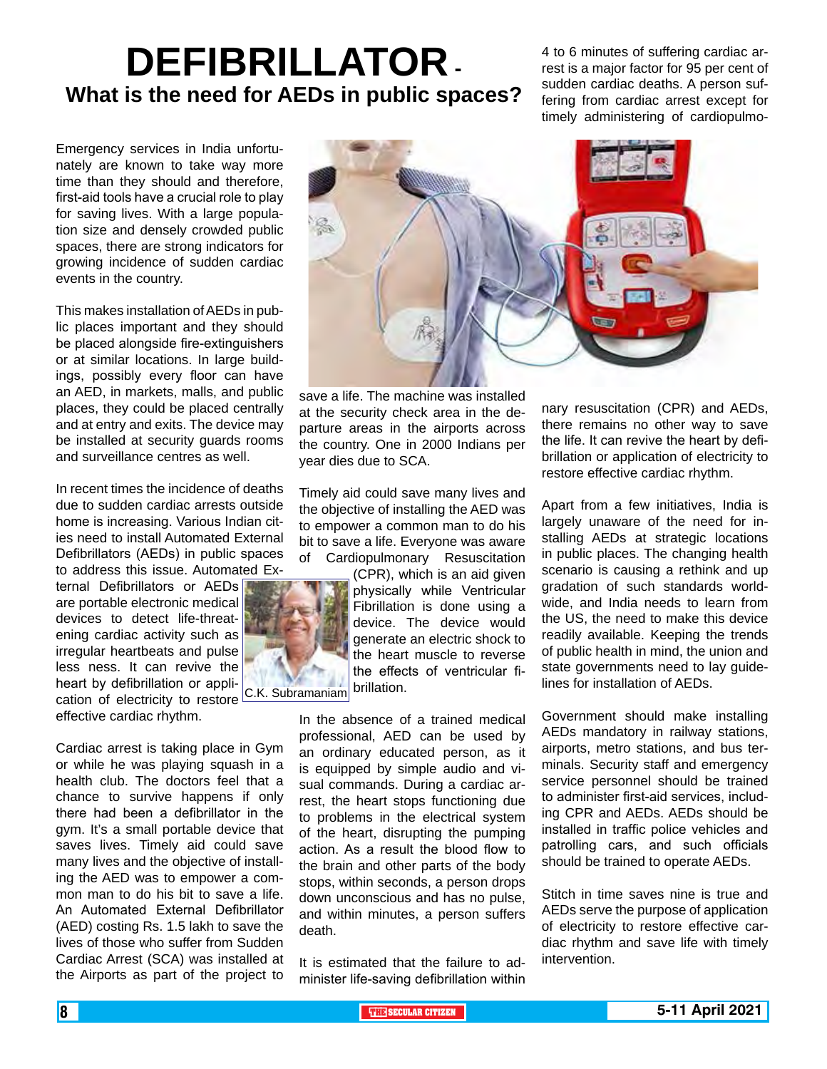# DEFIBRILLATOR -

## What is the need for AEDs in public spaces?

Emergency services in India unfortunately are known to take way more time than they should and therefore, first-aid tools have a crucial role to play for saving lives. With a large population size and densely crowded public spaces, there are strong indicators for growing incidence of sudden cardiac events in the country.

This makes installation of AEDs in public places important and they should be placed alongside fire-extinguishers or at similar locations. In large buildings, possibly every floor can have an AED, in markets, malls, and public places, they could be placed centrally and at entry and exits. The device may be installed at security guards rooms and surveillance centres as well.

In recent times the incidence of deaths due to sudden cardiac arrests outside home is increasing. Various Indian cities need to install Automated External Defibrillators (AEDs) in public spaces to address this issue. Automated External Defibrillators or AEDs are portable electronic medical devices to detect life-threatening cardiac activity such as irregular heartbeats and pulse less ness. It can revive the heart by defibrillation or application of electricity to restore effective cardiac rhythm.

C.K. Subramaniam

Cardiac arrest is taking place in Gym or while he was playing squash in a health club. The doctors feel that a chance to survive happens if only there had been a defibrillator in the gym. It's a small portable device that saves lives. Timely aid could save many lives and the objective of installing the AED was to empower a common man to do his bit to save a life. An Automated External Defibrillator (AED) costing Rs. 1.5 lakh to save the lives of those who suffer from Sudden Cardiac Arrest (SCA) was installed at the Airports as part of the project to save a life. The machine was installed at the security check area in the departure areas in the airports across the country. One in 2000 Indians per year dies due to SCA.

Timely aid could save many lives and the objective of installing the AED was to empower a common man to do his bit to save a life. Everyone was aware of Cardiopulmonary Resuscitation (CPR), which is an aid given physically while Ventricular Fibrillation is done using a device. The device would generate an electric shock to the heart muscle to reverse the effects of ventricular fibrillation.

In the absence of a trained medical professional, AED can be used by an ordinary educated person, as it is equipped by simple audio and visual commands. During a cardiac arrest, the heart stops functioning due to problems in the electrical system of the heart, disrupting the pumping action. As a result the blood flow to the brain and other parts of the body stops, within seconds, a person drops down unconscious and has no pulse, and within minutes, a person suffers death.

It is estimated that the failure to administer life-saving defibrillation within 4 to 6 minutes of suffering cardiac arrest is a major factor for 95 per cent of sudden cardiac deaths. A person suffering from cardiac arrest except for timely administering of cardiopulmonary resuscitation (CPR) and AEDs, there remains no other way to save the life. It can revive the heart by defibrillation or application of electricity to restore effective cardiac rhythm.

Apart from a few initiatives, India is largely unaware of the need for installing AEDs at strategic locations in public places. The changing health scenario is causing a rethink and up gradation of such standards worldwide, and India needs to learn from the US, the need to make this device readily available. Keeping the trends of public health in mind, the union and state governments need to lay guidelines for installation of AEDs.

Government should make installing AEDs mandatory in railway stations, airports, metro stations, and bus terminals. Security staff and emergency service personnel should be trained to administer first-aid services, including CPR and AEDs. AEDs should be installed in traffic police vehicles and patrolling cars, and such officials should be trained to operate AEDs.

Stitch in time saves nine is true and AEDs serve the purpose of application of electricity to restore effective cardiac rhythm and save life with timely intervention.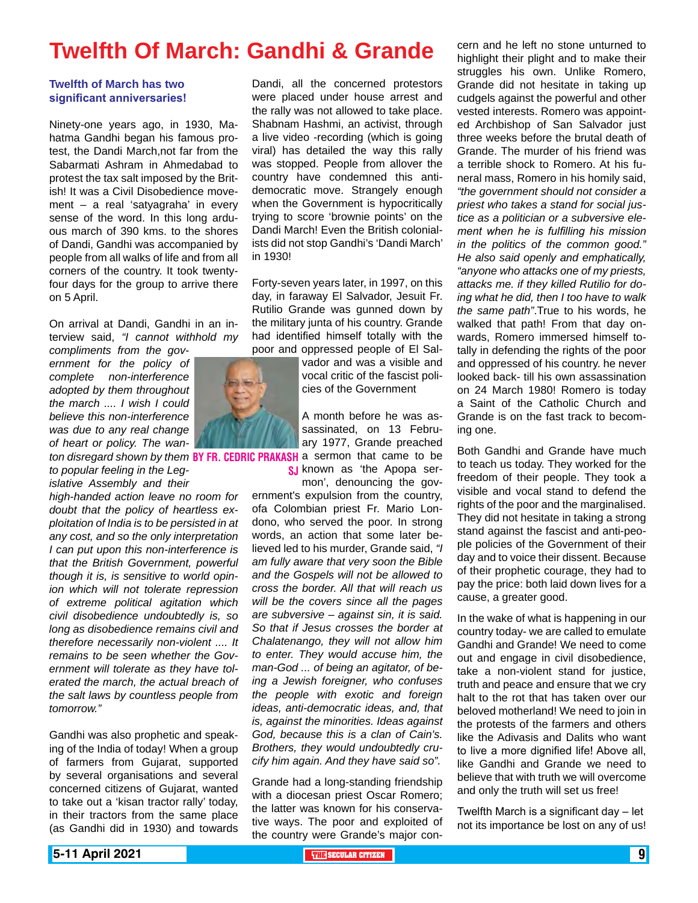# Twelfth Of March: Gandhi & Grande

**Twelfth of March has two significant anniversaries!**

**BY FR. CEDRIC PRAKASH SJ**

Ninety-one years ago, in 1930, Mahatma Gandhi began his famous protest, the Dandi March,not far from the Sabarmati Ashram in Ahmedabad to protest the tax salt imposed by the British! It was a Civil Disobedience movement – a real 'satyagraha' in every sense of the word. In this long arduous march of 390 kms. to the shores of Dandi, Gandhi was accompanied by people from all walks of life and from all corners of the country. It took twenty-four days for the group to arrive there on 5 April.

On arrival at Dandi, Gandhi in an interview said, *"I cannot withhold my compliments from the government for the policy of complete non-interference adopted by them throughout the march .... I wish I could believe this non-interference was due to any real change of heart or policy. The wanton disregard shown by them to popular feeling in the Legislative Assembly and their high-handed action leave no room for doubt that the policy of heartless exploitation of India is to be persisted in at any cost, and so the only interpretation I can put upon this non-interference is that the British Government, powerful though it is, is sensitive to world opinion which will not tolerate repression of extreme political agitation which civil disobedience undoubtedly is, so long as disobedience remains civil and therefore necessarily non-violent .... It remains to be seen whether the Government will tolerate as they have tolerated the march, the actual breach of the salt laws by countless people from tomorrow."*

Gandhi was also prophetic and speaking of the India of today! When a group of farmers from Gujarat, supported by several organisations and several concerned citizens of Gujarat, wanted to take out a 'kisan tractor rally' today, in their tractors from the same place (as Gandhi did in 1930) and towards Dandi, all the concerned protestors were placed under house arrest and the rally was not allowed to take place. Shabnam Hashmi, an activist, through a live video -recording (which is going viral) has detailed the way this rally was stopped. People from allover the country have condemned this anti-democratic move. Strangely enough when the Government is hypocritically trying to score 'brownie points' on the Dandi March! Even the British colonialists did not stop Gandhi's 'Dandi March' in 1930!

Forty-seven years later, in 1997, on this day, in faraway El Salvador, Jesuit Fr. Rutilio Grande was gunned down by the military junta of his country. Grande had identified himself totally with the poor and oppressed people of El Salvador and was a visible and vocal critic of the fascist policies of the Government

A month before he was assassinated, on 13 February 1977, Grande preached a sermon that came to be known as 'the Apopa sermon', denouncing the government's expulsion from the country, ofa Colombian priest Fr. Mario Londono, who served the poor. In strong words, an action that some later believed led to his murder, Grande said, *"I am fully aware that very soon the Bible and the Gospels will not be allowed to cross the border. All that will reach us will be the covers since all the pages are subversive – against sin, it is said. So that if Jesus crosses the border at Chalatenango, they will not allow him to enter. They would accuse him, the man-God ... of being an agitator, of being a Jewish foreigner, who confuses the people with exotic and foreign ideas, anti-democratic ideas, and, that is, against the minorities. Ideas against God, because this is a clan of Cain's. Brothers, they would undoubtedly crucify him again. And they have said so".*

Grande had a long-standing friendship with a diocesan priest Oscar Romero; the latter was known for his conservative ways. The poor and exploited of the country were Grande's major concern and he left no stone unturned to highlight their plight and to make their struggles his own. Unlike Romero, Grande did not hesitate in taking up cudgels against the powerful and other vested interests. Romero was appointed Archbishop of San Salvador just three weeks before the brutal death of Grande. The murder of his friend was a terrible shock to Romero. At his funeral mass, Romero in his homily said, *"the government should not consider a priest who takes a stand for social justice as a politician or a subversive element when he is fulfilling his mission in the politics of the common good." He also said openly and emphatically, "anyone who attacks one of my priests, attacks me. if they killed Rutilio for doing what he did, then I too have to walk the same path"*.True to his words, he walked that path! From that day onwards, Romero immersed himself totally in defending the rights of the poor and oppressed of his country. he never looked back- till his own assassination on 24 March 1980! Romero is today a Saint of the Catholic Church and Grande is on the fast track to becoming one.

Both Gandhi and Grande have much to teach us today. They worked for the freedom of their people. They took a visible and vocal stand to defend the rights of the poor and the marginalised. They did not hesitate in taking a strong stand against the fascist and anti-people policies of the Government of their day and to voice their dissent. Because of their prophetic courage, they had to pay the price: both laid down lives for a cause, a greater good.

In the wake of what is happening in our country today- we are called to emulate Gandhi and Grande! We need to come out and engage in civil disobedience, take a non-violent stand for justice, truth and peace and ensure that we cry halt to the rot that has taken over our beloved motherland! We need to join in the protests of the farmers and others like the Adivasis and Dalits who want to live a more dignified life! Above all, like Gandhi and Grande we need to believe that with truth we will overcome and only the truth will set us free!

Twelfth March is a significant day – let not its importance be lost on any of us!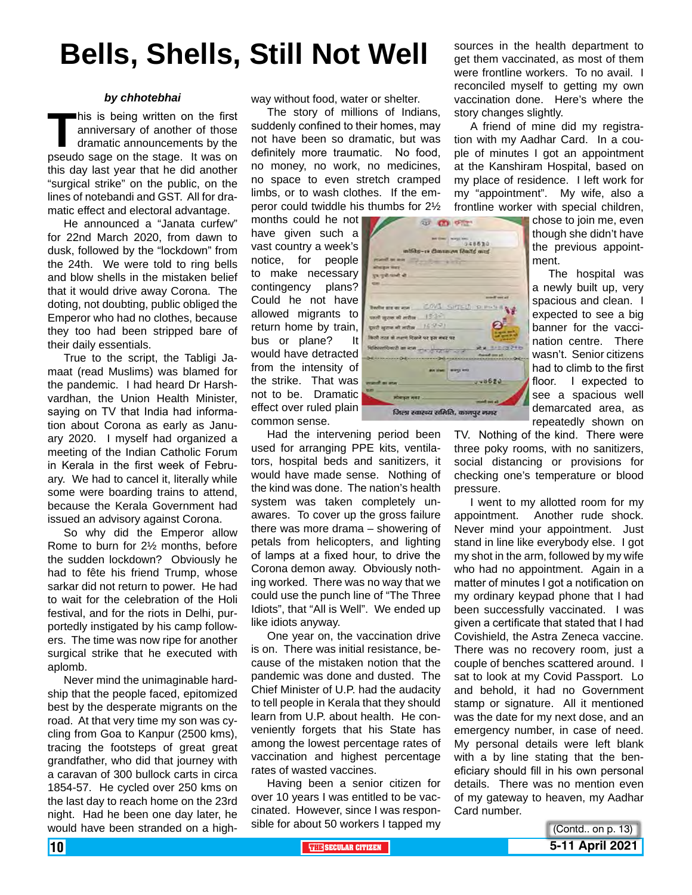# Bells, Shells, Still Not Well

***by chhotebhai***

This is being written on the first anniversary of another of those dramatic announcements by the pseudo sage on the stage. It was on this day last year that he did another "surgical strike" on the public, on the lines of notebandi and GST. All for dramatic effect and electoral advantage.

He announced a "Janata curfew" for 22nd March 2020, from dawn to dusk, followed by the "lockdown" from the 24th. We were told to ring bells and blow shells in the mistaken belief that it would drive away Corona. The doting, not doubting, public obliged the Emperor who had no clothes, because they too had been stripped bare of their daily essentials.

True to the script, the Tabligi Jamaat (read Muslims) was blamed for the pandemic. I had heard Dr Harshvardhan, the Union Health Minister, saying on TV that India had information about Corona as early as January 2020. I myself had organized a meeting of the Indian Catholic Forum in Kerala in the first week of February. We had to cancel it, literally while some were boarding trains to attend, because the Kerala Government had issued an advisory against Corona.

So why did the Emperor allow Rome to burn for 2½ months, before the sudden lockdown? Obviously he had to fête his friend Trump, whose sarkar did not return to power. He had to wait for the celebration of the Holi festival, and for the riots in Delhi, purportedly instigated by his camp followers. The time was now ripe for another surgical strike that he executed with aplomb.

Never mind the unimaginable hardship that the people faced, epitomized best by the desperate migrants on the road. At that very time my son was cycling from Goa to Kanpur (2500 kms), tracing the footsteps of great great grandfather, who did that journey with a caravan of 300 bullock carts in circa 1854-57. He cycled over 250 kms on the last day to reach home on the 23rd night. Had he been one day later, he would have been stranded on a highway without food, water or shelter.

The story of millions of Indians, suddenly confined to their homes, may not have been so dramatic, but was definitely more traumatic. No food, no money, no work, no medicines, no space to even stretch cramped limbs, or to wash clothes. If the emperor could twiddle his thumbs for 2½ months could he not have given such a vast country a week's notice, for people to make necessary contingency plans? Could he not have allowed migrants to return home by train, bus or plane? It would have detracted from the intensity of the strike. That was not to be. Dramatic effect over ruled plain common sense.

Had the intervening period been used for arranging PPE kits, ventilators, hospital beds and sanitizers, it would have made sense. Nothing of the kind was done. The nation's health system was taken completely unawares. To cover up the gross failure there was more drama – showering of petals from helicopters, and lighting of lamps at a fixed hour, to drive the Corona demon away. Obviously nothing worked. There was no way that we could use the punch line of "The Three Idiots", that "All is Well". We ended up like idiots anyway.

One year on, the vaccination drive is on. There was initial resistance, because of the mistaken notion that the pandemic was done and dusted. The Chief Minister of U.P. had the audacity to tell people in Kerala that they should learn from U.P. about health. He conveniently forgets that his State has among the lowest percentage rates of vaccination and highest percentage rates of wasted vaccines.

Having been a senior citizen for over 10 years I was entitled to be vaccinated. However, since I was responsible for about 50 workers I tapped my sources in the health department to get them vaccinated, as most of them were frontline workers. To no avail. I reconciled myself to getting my own vaccination done. Here's where the story changes slightly.

A friend of mine did my registration with my Aadhar Card. In a couple of minutes I got an appointment at the Kanshiram Hospital, based on my place of residence. I left work for my "appointment". My wife, also a frontline worker with special children, chose to join me, even though she didn't have the previous appointment.

The hospital was a newly built up, very spacious and clean. I expected to see a big banner for the vaccination centre. There wasn't. Senior citizens had to climb to the first floor. I expected to see a spacious well demarcated area, as repeatedly shown on TV. Nothing of the kind. There were three poky rooms, with no sanitizers, social distancing or provisions for checking one's temperature or blood pressure.

I went to my allotted room for my appointment. Another rude shock. Never mind your appointment. Just stand in line like everybody else. I got my shot in the arm, followed by my wife who had no appointment. Again in a matter of minutes I got a notification on my ordinary keypad phone that I had been successfully vaccinated. I was given a certificate that stated that I had Covishield, the Astra Zeneca vaccine. There was no recovery room, just a couple of benches scattered around. I sat to look at my Covid Passport. Lo and behold, it had no Government stamp or signature. All it mentioned was the date for my next dose, and an emergency number, in case of need. My personal details were left blank with a by line stating that the beneficiary should fill in his own personal details. There was no mention even of my gateway to heaven, my Aadhar Card number.

(Contd.. on p. 13)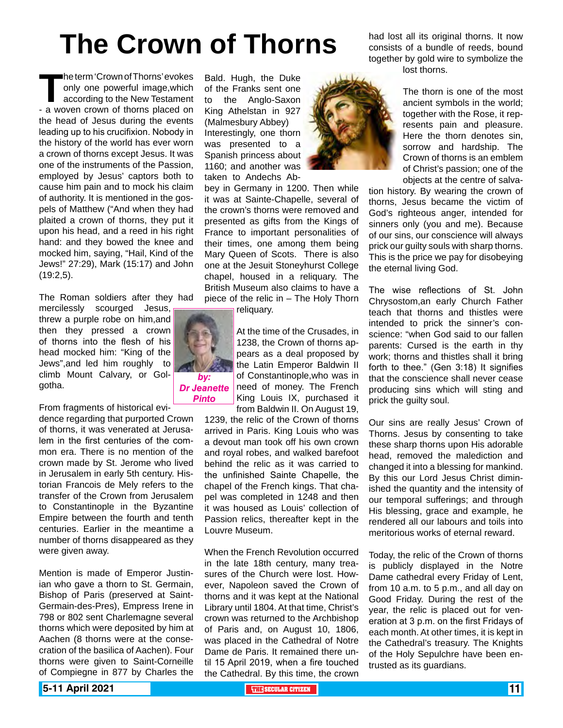# The Crown of Thorns

*by:*
***Dr Jeanette Pinto***

The term 'Crown of Thorns' evokes only one powerful image,which according to the New Testament - a woven crown of thorns placed on the head of Jesus during the events leading up to his crucifixion. Nobody in the history of the world has ever worn a crown of thorns except Jesus. It was one of the instruments of the Passion, employed by Jesus' captors both to cause him pain and to mock his claim of authority. It is mentioned in the gospels of Matthew ("And when they had plaited a crown of thorns, they put it upon his head, and a reed in his right hand: and they bowed the knee and mocked him, saying, "Hail, Kind of the Jews!" 27:29), Mark (15:17) and John (19:2,5).

The Roman soldiers after they had mercilessly scourged Jesus, threw a purple robe on him,and then they pressed a crown of thorns into the flesh of his head mocked him: "King of the Jews",and led him roughly to climb Mount Calvary, or Golgotha.

From fragments of historical evidence regarding that purported Crown of thorns, it was venerated at Jerusalem in the first centuries of the common era. There is no mention of the crown made by St. Jerome who lived in Jerusalem in early 5th century. Historian Francois de Mely refers to the transfer of the Crown from Jerusalem to Constantinople in the Byzantine Empire between the fourth and tenth centuries. Earlier in the meantime a number of thorns disappeared as they were given away.

Mention is made of Emperor Justinian who gave a thorn to St. Germain, Bishop of Paris (preserved at Saint-Germain-des-Pres), Empress Irene in 798 or 802 sent Charlemagne several thorns which were deposited by him at Aachen (8 thorns were at the consecration of the basilica of Aachen). Four thorns were given to Saint-Corneille of Compiegne in 877 by Charles the Bald. Hugh, the Duke of the Franks sent one to the Anglo-Saxon King Athelstan in 927 (Malmesbury Abbey) Interestingly, one thorn was presented to a Spanish princess about 1160; and another was taken to Andechs Abbey in Germany in 1200. Then while it was at Sainte-Chapelle, several of the crown's thorns were removed and presented as gifts from the Kings of France to important personalities of their times, one among them being Mary Queen of Scots. There is also one at the Jesuit Stoneyhurst College chapel, housed in a reliquary. The British Museum also claims to have a piece of the relic in – The Holy Thorn reliquary.

At the time of the Crusades, in 1238, the Crown of thorns appears as a deal proposed by the Latin Emperor Baldwin II of Constantinople,who was in need of money. The French King Louis IX, purchased it from Baldwin II. On August 19, 1239, the relic of the Crown of thorns arrived in Paris. King Louis who was a devout man took off his own crown and royal robes, and walked barefoot behind the relic as it was carried to the unfinished Sainte Chapelle, the chapel of the French kings. That chapel was completed in 1248 and then it was housed as Louis' collection of Passion relics, thereafter kept in the Louvre Museum.

When the French Revolution occurred in the late 18th century, many treasures of the Church were lost. However, Napoleon saved the Crown of thorns and it was kept at the National Library until 1804. At that time, Christ's crown was returned to the Archbishop of Paris and, on August 10, 1806, was placed in the Cathedral of Notre Dame de Paris. It remained there until 15 April 2019, when a fire touched the Cathedral. By this time, the crown had lost all its original thorns. It now consists of a bundle of reeds, bound together by gold wire to symbolize the lost thorns.

The thorn is one of the most ancient symbols in the world; together with the Rose, it represents pain and pleasure. Here the thorn denotes sin, sorrow and hardship. The Crown of thorns is an emblem of Christ's passion; one of the objects at the centre of salvation history. By wearing the crown of thorns, Jesus became the victim of God's righteous anger, intended for sinners only (you and me). Because of our sins, our conscience will always prick our guilty souls with sharp thorns. This is the price we pay for disobeying the eternal living God.

The wise reflections of St. John Chrysostom,an early Church Father teach that thorns and thistles were intended to prick the sinner's conscience: "when God said to our fallen parents: Cursed is the earth in thy work; thorns and thistles shall it bring forth to thee." (Gen 3:18) It signifies that the conscience shall never cease producing sins which will sting and prick the guilty soul.

Our sins are really Jesus' Crown of Thorns. Jesus by consenting to take these sharp thorns upon His adorable head, removed the malediction and changed it into a blessing for mankind. By this our Lord Jesus Christ diminished the quantity and the intensity of our temporal sufferings; and through His blessing, grace and example, he rendered all our labours and toils into meritorious works of eternal reward.

Today, the relic of the Crown of thorns is publicly displayed in the Notre Dame cathedral every Friday of Lent, from 10 a.m. to 5 p.m., and all day on Good Friday. During the rest of the year, the relic is placed out for veneration at 3 p.m. on the first Fridays of each month. At other times, it is kept in the Cathedral's treasury. The Knights of the Holy Sepulchre have been entrusted as its guardians.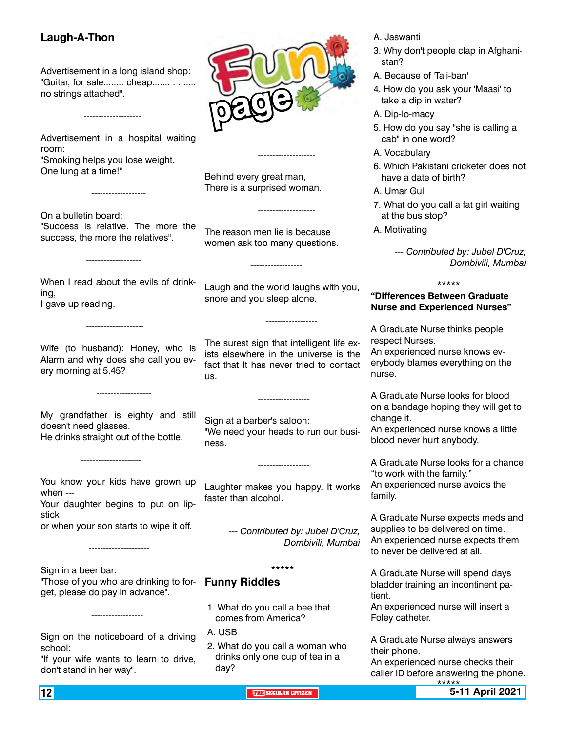## Laugh-A-Thon

Advertisement in a long island shop:
"Guitar, for sale........ cheap....... . ....... no strings attached".

--------------------

Advertisement in a hospital waiting room:
"Smoking helps you lose weight.
One lung at a time!"

-------------------

On a bulletin board:
"Success is relative. The more the success, the more the relatives".

-------------------

When I read about the evils of drinking,
I gave up reading.

--------------------

Wife (to husband): Honey, who is Alarm and why does she call you every morning at 5.45?

-------------------

My grandfather is eighty and still doesn't need glasses.
He drinks straight out of the bottle.

---------------------

You know your kids have grown up when ---
Your daughter begins to put on lipstick
or when your son starts to wipe it off.

---------------------

Sign in a beer bar:
"Those of you who are drinking to forget, please do pay in advance".

------------------

Sign on the noticeboard of a driving school:
"If your wife wants to learn to drive, don't stand in her way".

# Fun page

--------------------

Behind every great man,
There is a surprised woman.

--------------------

The reason men lie is because women ask too many questions.

------------------

Laugh and the world laughs with you, snore and you sleep alone.

------------------

The surest sign that intelligent life exists elsewhere in the universe is the fact that It has never tried to contact us.

------------------

Sign at a barber's saloon:
"We need your heads to run our business.

------------------

Laughter makes you happy. It works faster than alcohol.

*--- Contributed by: Jubel D'Cruz, Dombivili, Mumbai*

*****

## Funny Riddles

1. What do you call a bee that comes from America?

A. USB

2. What do you call a woman who drinks only one cup of tea in a day?

A. Jaswanti

3. Why don't people clap in Afghanistan?

A. Because of 'Tali-ban'

4. How do you ask your 'Maasi' to take a dip in water?

A. Dip-lo-macy

5. How do you say "she is calling a cab" in one word?

A. Vocabulary

6. Which Pakistani cricketer does not have a date of birth?

A. Umar Gul

7. What do you call a fat girl waiting at the bus stop?

A. Motivating

*--- Contributed by: Jubel D'Cruz, Dombivili, Mumbai*

*****

**"Differences Between Graduate Nurse and Experienced Nurses"**

A Graduate Nurse thinks people respect Nurses.
An experienced nurse knows everybody blames everything on the nurse.

A Graduate Nurse looks for blood on a bandage hoping they will get to change it.
An experienced nurse knows a little blood never hurt anybody.

A Graduate Nurse looks for a chance "to work with the family."
An experienced nurse avoids the family.

A Graduate Nurse expects meds and supplies to be delivered on time.
An experienced nurse expects them to never be delivered at all.

A Graduate Nurse will spend days bladder training an incontinent patient.
An experienced nurse will insert a Foley catheter.

A Graduate Nurse always answers their phone.
An experienced nurse checks their caller ID before answering the phone.

*****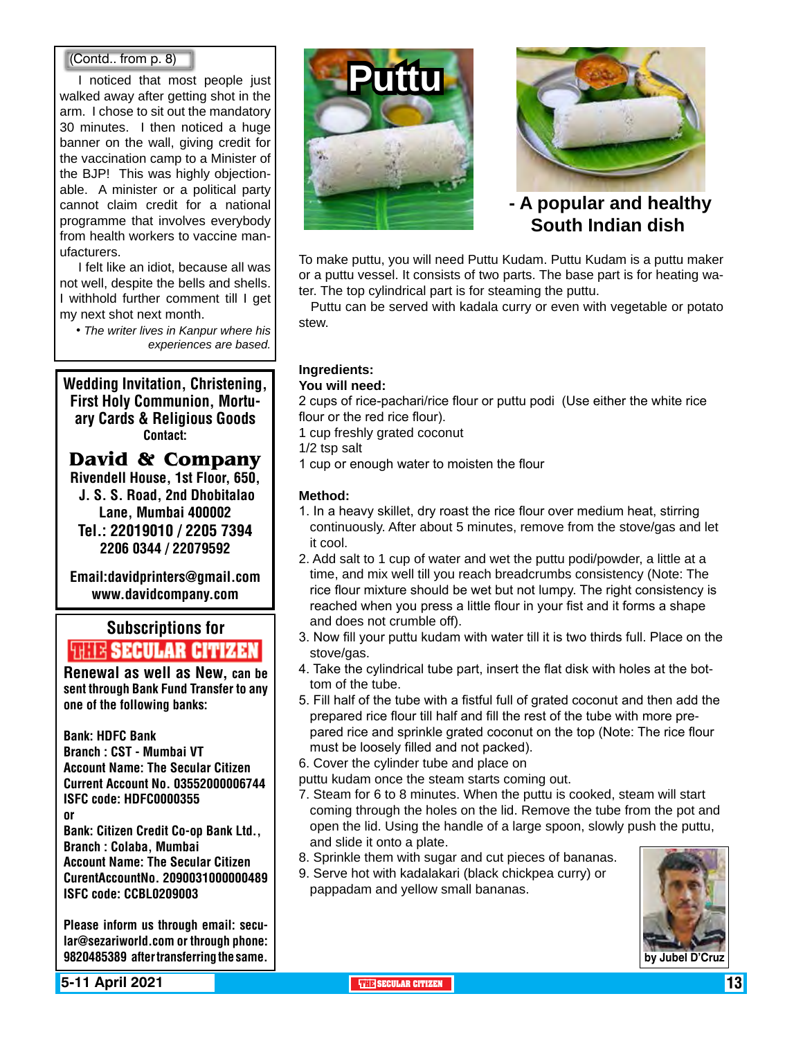(Contd.. from p. 8)

I noticed that most people just walked away after getting shot in the arm. I chose to sit out the mandatory 30 minutes. I then noticed a huge banner on the wall, giving credit for the vaccination camp to a Minister of the BJP! This was highly objectionable. A minister or a political party cannot claim credit for a national programme that involves everybody from health workers to vaccine manufacturers.

I felt like an idiot, because all was not well, despite the bells and shells. I withhold further comment till I get my next shot next month.

• *The writer lives in Kanpur where his experiences are based.*

**Wedding Invitation, Christening, First Holy Communion, Mortuary Cards & Religious Goods**
**Contact:**

**David & Company**
**Rivendell House, 1st Floor, 650, J. S. S. Road, 2nd Dhobitalao Lane, Mumbai 400002**
**Tel.: 22019010 / 2205 7394**
**2206 0344 / 22079592**

**Email:davidprinters@gmail.com**
**www.davidcompany.com**

**Subscriptions for THE SECULAR CITIZEN**

**Renewal as well as New, can be sent through Bank Fund Transfer to any one of the following banks:**

**Bank: HDFC Bank**
**Branch : CST - Mumbai VT**
**Account Name: The Secular Citizen**
**Current Account No. 03552000006744**
**ISFC code: HDFC0000355**
**or**
**Bank: Citizen Credit Co-op Bank Ltd., Branch : Colaba, Mumbai**
**Account Name: The Secular Citizen**
**CurentAccountNo. 2090031000000489**
**ISFC code: CCBL0209003**

**Please inform us through email: secular@sezariworld.com or through phone: 9820485389 after transferring the same.**

# Puttu

## - A popular and healthy South Indian dish

To make puttu, you will need Puttu Kudam. Puttu Kudam is a puttu maker or a puttu vessel. It consists of two parts. The base part is for heating water. The top cylindrical part is for steaming the puttu.

Puttu can be served with kadala curry or even with vegetable or potato stew.

**Ingredients:**
**You will need:**

2 cups of rice-pachari/rice flour or puttu podi (Use either the white rice flour or the red rice flour).
1 cup freshly grated coconut
1/2 tsp salt
1 cup or enough water to moisten the flour

**Method:**

1. In a heavy skillet, dry roast the rice flour over medium heat, stirring continuously. After about 5 minutes, remove from the stove/gas and let it cool.
2. Add salt to 1 cup of water and wet the puttu podi/powder, a little at a time, and mix well till you reach breadcrumbs consistency (Note: The rice flour mixture should be wet but not lumpy. The right consistency is reached when you press a little flour in your fist and it forms a shape and does not crumble off).
3. Now fill your puttu kudam with water till it is two thirds full. Place on the stove/gas.
4. Take the cylindrical tube part, insert the flat disk with holes at the bottom of the tube.
5. Fill half of the tube with a fistful full of grated coconut and then add the prepared rice flour till half and fill the rest of the tube with more prepared rice and sprinkle grated coconut on the top (Note: The rice flour must be loosely filled and not packed).
6. Cover the cylinder tube and place on puttu kudam once the steam starts coming out.
7. Steam for 6 to 8 minutes. When the puttu is cooked, steam will start coming through the holes on the lid. Remove the tube from the pot and open the lid. Using the handle of a large spoon, slowly push the puttu, and slide it onto a plate.
8. Sprinkle them with sugar and cut pieces of bananas.
9. Serve hot with kadalakari (black chickpea curry) or pappadam and yellow small bananas.

by Jubel D'Cruz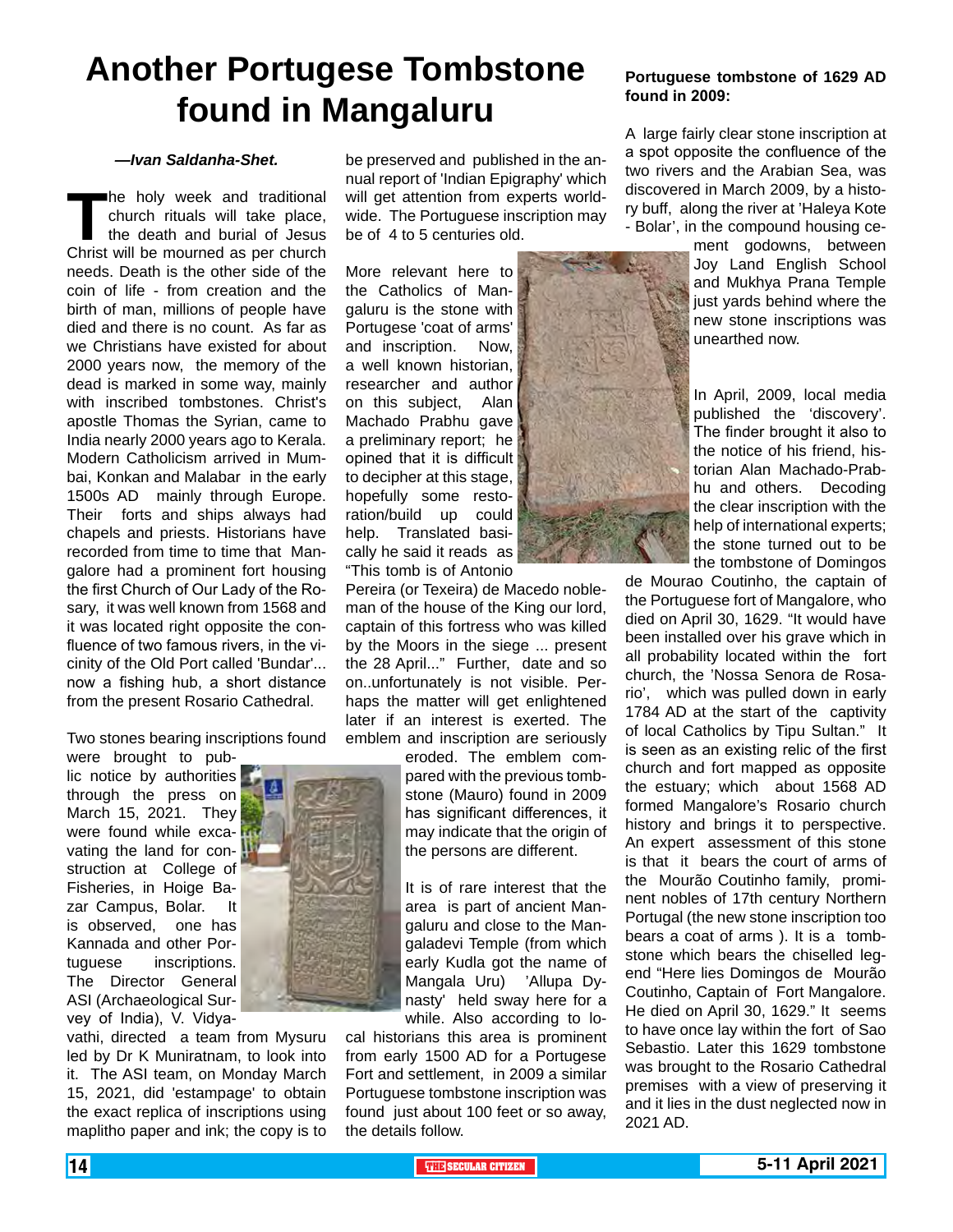# Another Portugese Tombstone found in Mangaluru

***—Ivan Saldanha-Shet.***

The holy week and traditional church rituals will take place, the death and burial of Jesus Christ will be mourned as per church needs. Death is the other side of the coin of life - from creation and the birth of man, millions of people have died and there is no count. As far as we Christians have existed for about 2000 years now, the memory of the dead is marked in some way, mainly with inscribed tombstones. Christ's apostle Thomas the Syrian, came to India nearly 2000 years ago to Kerala. Modern Catholicism arrived in Mumbai, Konkan and Malabar in the early 1500s AD mainly through Europe. Their forts and ships always had chapels and priests. Historians have recorded from time to time that Mangalore had a prominent fort housing the first Church of Our Lady of the Rosary, it was well known from 1568 and it was located right opposite the confluence of two famous rivers, in the vicinity of the Old Port called 'Bundar'... now a fishing hub, a short distance from the present Rosario Cathedral.

Two stones bearing inscriptions found were brought to public notice by authorities through the press on March 15, 2021. They were found while excavating the land for construction at College of Fisheries, in Hoige Bazar Campus, Bolar. It is observed, one has Kannada and other Portuguese inscriptions. The Director General ASI (Archaeological Survey of India), V. Vidyavathi, directed a team from Mysuru led by Dr K Muniratnam, to look into it. The ASI team, on Monday March 15, 2021, did 'estampage' to obtain the exact replica of inscriptions using maplitho paper and ink; the copy is to be preserved and published in the annual report of 'Indian Epigraphy' which will get attention from experts worldwide. The Portuguese inscription may be of 4 to 5 centuries old.

More relevant here to the Catholics of Mangaluru is the stone with Portugese 'coat of arms' and inscription. Now, a well known historian, researcher and author on this subject, Alan Machado Prabhu gave a preliminary report; he opined that it is difficult to decipher at this stage, hopefully some restoration/build up could help. Translated basically he said it reads as "This tomb is of Antonio Pereira (or Texeira) de Macedo nobleman of the house of the King our lord, captain of this fortress who was killed by the Moors in the siege ... present the 28 April..." Further, date and so on..unfortunately is not visible. Perhaps the matter will get enlightened later if an interest is exerted. The emblem and inscription are seriously eroded. The emblem compared with the previous tombstone (Mauro) found in 2009 has significant differences, it may indicate that the origin of the persons are different.

It is of rare interest that the area is part of ancient Mangaluru and close to the Mangaladevi Temple (from which early Kudla got the name of Mangala Uru) 'Allupa Dynasty' held sway here for a while. Also according to local historians this area is prominent from early 1500 AD for a Portugese Fort and settlement, in 2009 a similar Portuguese tombstone inscription was found just about 100 feet or so away, the details follow.

**Portuguese tombstone of 1629 AD found in 2009:**

A large fairly clear stone inscription at a spot opposite the confluence of the two rivers and the Arabian Sea, was discovered in March 2009, by a history buff, along the river at 'Haleya Kote - Bolar', in the compound housing cement godowns, between Joy Land English School and Mukhya Prana Temple just yards behind where the new stone inscriptions was unearthed now.

In April, 2009, local media published the 'discovery'. The finder brought it also to the notice of his friend, historian Alan Machado-Prabhu and others. Decoding the clear inscription with the help of international experts; the stone turned out to be the tombstone of Domingos de Mourao Coutinho, the captain of the Portuguese fort of Mangalore, who died on April 30, 1629. "It would have been installed over his grave which in all probability located within the fort church, the 'Nossa Senora de Rosario', which was pulled down in early 1784 AD at the start of the captivity of local Catholics by Tipu Sultan." It is seen as an existing relic of the first church and fort mapped as opposite the estuary; which about 1568 AD formed Mangalore's Rosario church history and brings it to perspective. An expert assessment of this stone is that it bears the court of arms of the Mourão Coutinho family, prominent nobles of 17th century Northern Portugal (the new stone inscription too bears a coat of arms ). It is a tombstone which bears the chiselled legend "Here lies Domingos de Mourão Coutinho, Captain of Fort Mangalore. He died on April 30, 1629." It seems to have once lay within the fort of Sao Sebastio. Later this 1629 tombstone was brought to the Rosario Cathedral premises with a view of preserving it and it lies in the dust neglected now in 2021 AD.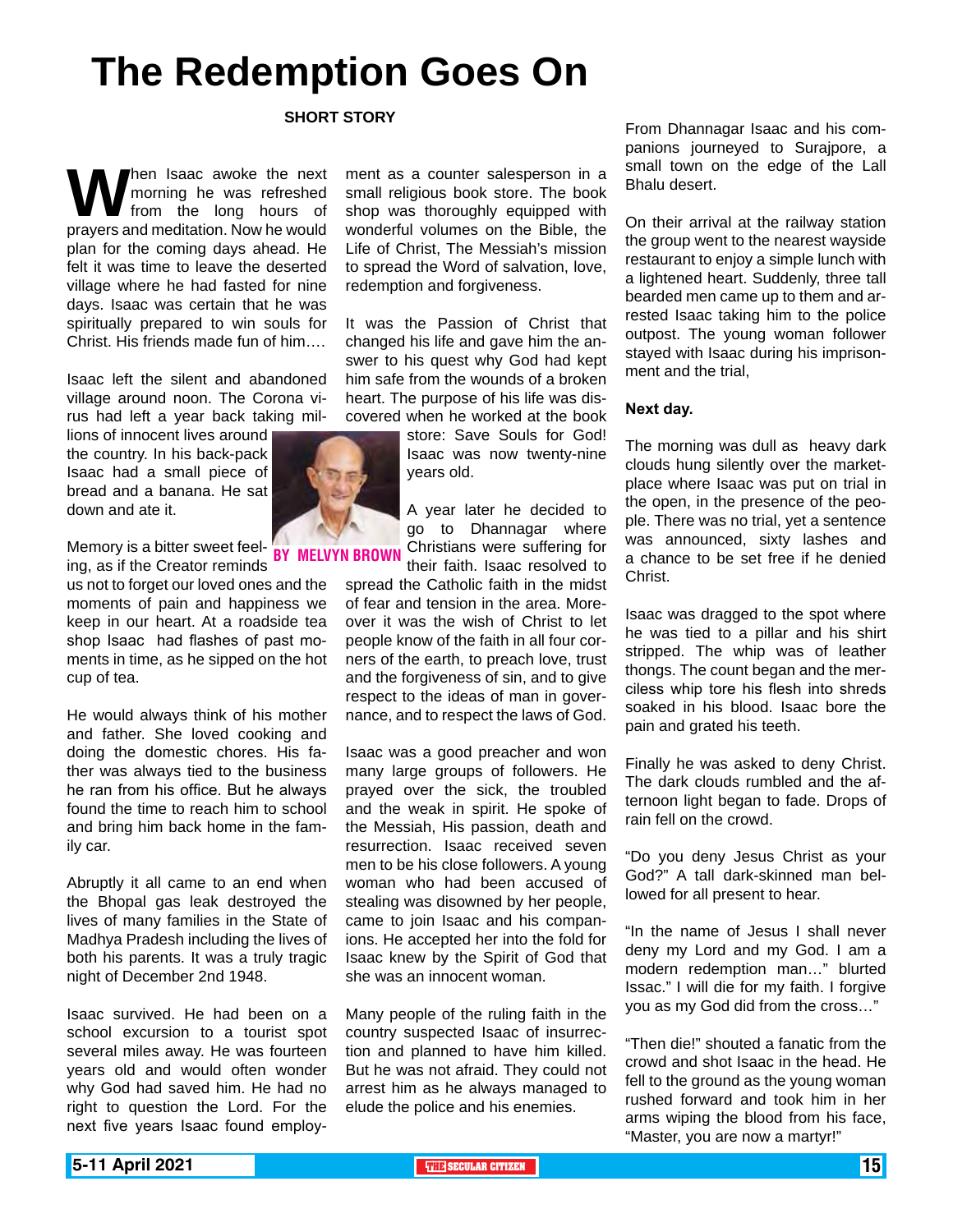# The Redemption Goes On

**SHORT STORY**

**BY MELVYN BROWN**

When Isaac awoke the next morning he was refreshed from the long hours of prayers and meditation. Now he would plan for the coming days ahead. He felt it was time to leave the deserted village where he had fasted for nine days. Isaac was certain that he was spiritually prepared to win souls for Christ. His friends made fun of him….

Isaac left the silent and abandoned village around noon. The Corona virus had left a year back taking millions of innocent lives around the country. In his back-pack Isaac had a small piece of bread and a banana. He sat down and ate it.

Memory is a bitter sweet feeling, as if the Creator reminds us not to forget our loved ones and the moments of pain and happiness we keep in our heart. At a roadside tea shop Isaac had flashes of past moments in time, as he sipped on the hot cup of tea.

He would always think of his mother and father. She loved cooking and doing the domestic chores. His father was always tied to the business he ran from his office. But he always found the time to reach him to school and bring him back home in the family car.

Abruptly it all came to an end when the Bhopal gas leak destroyed the lives of many families in the State of Madhya Pradesh including the lives of both his parents. It was a truly tragic night of December 2nd 1948.

Isaac survived. He had been on a school excursion to a tourist spot several miles away. He was fourteen years old and would often wonder why God had saved him. He had no right to question the Lord. For the next five years Isaac found employment as a counter salesperson in a small religious book store. The book shop was thoroughly equipped with wonderful volumes on the Bible, the Life of Christ, The Messiah's mission to spread the Word of salvation, love, redemption and forgiveness.

It was the Passion of Christ that changed his life and gave him the answer to his quest why God had kept him safe from the wounds of a broken heart. The purpose of his life was discovered when he worked at the book store: Save Souls for God! Isaac was now twenty-nine years old.

A year later he decided to go to Dhannagar where Christians were suffering for their faith. Isaac resolved to spread the Catholic faith in the midst of fear and tension in the area. Moreover it was the wish of Christ to let people know of the faith in all four corners of the earth, to preach love, trust and the forgiveness of sin, and to give respect to the ideas of man in governance, and to respect the laws of God.

Isaac was a good preacher and won many large groups of followers. He prayed over the sick, the troubled and the weak in spirit. He spoke of the Messiah, His passion, death and resurrection. Isaac received seven men to be his close followers. A young woman who had been accused of stealing was disowned by her people, came to join Isaac and his companions. He accepted her into the fold for Isaac knew by the Spirit of God that she was an innocent woman.

Many people of the ruling faith in the country suspected Isaac of insurrection and planned to have him killed. But he was not afraid. They could not arrest him as he always managed to elude the police and his enemies.

From Dhannagar Isaac and his companions journeyed to Surajpore, a small town on the edge of the Lall Bhalu desert.

On their arrival at the railway station the group went to the nearest wayside restaurant to enjoy a simple lunch with a lightened heart. Suddenly, three tall bearded men came up to them and arrested Isaac taking him to the police outpost. The young woman follower stayed with Isaac during his imprisonment and the trial,

**Next day.**

The morning was dull as heavy dark clouds hung silently over the marketplace where Isaac was put on trial in the open, in the presence of the people. There was no trial, yet a sentence was announced, sixty lashes and a chance to be set free if he denied Christ.

Isaac was dragged to the spot where he was tied to a pillar and his shirt stripped. The whip was of leather thongs. The count began and the merciless whip tore his flesh into shreds soaked in his blood. Isaac bore the pain and grated his teeth.

Finally he was asked to deny Christ. The dark clouds rumbled and the afternoon light began to fade. Drops of rain fell on the crowd.

"Do you deny Jesus Christ as your God?" A tall dark-skinned man bellowed for all present to hear.

"In the name of Jesus I shall never deny my Lord and my God. I am a modern redemption man…" blurted Issac." I will die for my faith. I forgive you as my God did from the cross…"

"Then die!" shouted a fanatic from the crowd and shot Isaac in the head. He fell to the ground as the young woman rushed forward and took him in her arms wiping the blood from his face, "Master, you are now a martyr!"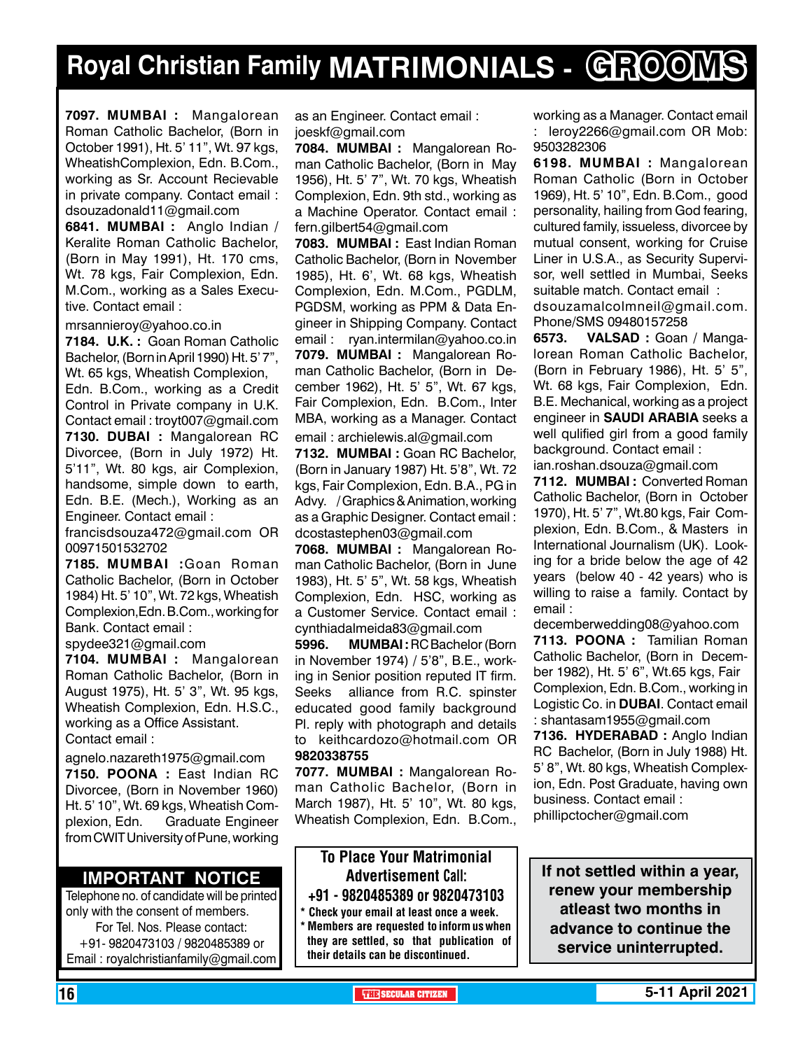# Royal Christian Family MATRIMONIALS - GROOMS

**7097. MUMBAI :** Mangalorean Roman Catholic Bachelor, (Born in October 1991), Ht. 5' 11", Wt. 97 kgs, WheatishComplexion, Edn. B.Com., working as Sr. Account Recievable in private company. Contact email : dsouzadonald11@gmail.com

**6841. MUMBAI :** Anglo Indian / Keralite Roman Catholic Bachelor, (Born in May 1991), Ht. 170 cms, Wt. 78 kgs, Fair Complexion, Edn. M.Com., working as a Sales Executive. Contact email : mrsannieroy@yahoo.co.in

**7184. U.K. :** Goan Roman Catholic Bachelor, (Born in April 1990) Ht. 5' 7", Wt. 65 kgs, Wheatish Complexion, Edn. B.Com., working as a Credit Control in Private company in U.K. Contact email : troyt007@gmail.com

**7130. DUBAI :** Mangalorean RC Divorcee, (Born in July 1972) Ht. 5'11", Wt. 80 kgs, air Complexion, handsome, simple down to earth, Edn. B.E. (Mech.), Working as an Engineer. Contact email : francisdsouza472@gmail.com OR 00971501532702

**7185. MUMBAI :** Goan Roman Catholic Bachelor, (Born in October 1984) Ht. 5' 10", Wt. 72 kgs, Wheatish Complexion, Edn. B.Com., working for Bank. Contact email : spydee321@gmail.com

**7104. MUMBAI :** Mangalorean Roman Catholic Bachelor, (Born in August 1975), Ht. 5' 3", Wt. 95 kgs, Wheatish Complexion, Edn. H.S.C., working as a Office Assistant. Contact email : agnelo.nazareth1975@gmail.com

**7150. POONA :** East Indian RC Divorcee, (Born in November 1960) Ht. 5' 10", Wt. 69 kgs, Wheatish Complexion, Edn. Graduate Engineer from CWIT University of Pune, working as an Engineer. Contact email : joeskf@gmail.com

**7084. MUMBAI :** Mangalorean Roman Catholic Bachelor, (Born in May 1956), Ht. 5' 7", Wt. 70 kgs, Wheatish Complexion, Edn. 9th std., working as a Machine Operator. Contact email : fern.gilbert54@gmail.com

**7083. MUMBAI :** East Indian Roman Catholic Bachelor, (Born in November 1985), Ht. 6', Wt. 68 kgs, Wheatish Complexion, Edn. M.Com., PGDLM, PGDSM, working as PPM & Data Engineer in Shipping Company. Contact email : ryan.intermilan@yahoo.co.in

**7079. MUMBAI :** Mangalorean Roman Catholic Bachelor, (Born in December 1962), Ht. 5' 5", Wt. 67 kgs, Fair Complexion, Edn. B.Com., Inter MBA, working as a Manager. Contact email : archielewis.al@gmail.com

**7132. MUMBAI :** Goan RC Bachelor, (Born in January 1987) Ht. 5'8", Wt. 72 kgs, Fair Complexion, Edn. B.A., PG in Advy. / Graphics & Animation, working as a Graphic Designer. Contact email : dcostastephen03@gmail.com

**7068. MUMBAI :** Mangalorean Roman Catholic Bachelor, (Born in June 1983), Ht. 5' 5", Wt. 58 kgs, Wheatish Complexion, Edn. HSC, working as a Customer Service. Contact email : cynthiadalmeida83@gmail.com

**5996. MUMBAI :** RC Bachelor (Born in November 1974) / 5'8", B.E., working in Senior position reputed IT firm. Seeks alliance from R.C. spinster educated good family background Pl. reply with photograph and details to keithcardozo@hotmail.com OR **9820338755**

**7077. MUMBAI :** Mangalorean Roman Catholic Bachelor, (Born in March 1987), Ht. 5' 10", Wt. 80 kgs, Wheatish Complexion, Edn. B.Com., working as a Manager. Contact email : leroy2266@gmail.com OR Mob: 9503282306

**6198. MUMBAI :** Mangalorean Roman Catholic (Born in October 1969), Ht. 5' 10", Edn. B.Com., good personality, hailing from God fearing, cultured family, issueless, divorcee by mutual consent, working for Cruise Liner in U.S.A., as Security Supervisor, well settled in Mumbai, Seeks suitable match. Contact email : dsouzamalcolmneil@gmail.com. Phone/SMS 09480157258

**6573. VALSAD :** Goan / Mangalorean Roman Catholic Bachelor, (Born in February 1986), Ht. 5' 5", Wt. 68 kgs, Fair Complexion, Edn. B.E. Mechanical, working as a project engineer in **SAUDI ARABIA** seeks a well qulified girl from a good family background. Contact email : ian.roshan.dsouza@gmail.com

**7112. MUMBAI :** Converted Roman Catholic Bachelor, (Born in October 1970), Ht. 5' 7", Wt.80 kgs, Fair Complexion, Edn. B.Com., & Masters in International Journalism (UK). Looking for a bride below the age of 42 years (below 40 - 42 years) who is willing to raise a family. Contact by email : decemberwedding08@yahoo.com

**7113. POONA :** Tamilian Roman Catholic Bachelor, (Born in December 1982), Ht. 5' 6", Wt.65 kgs, Fair Complexion, Edn. B.Com., working in Logistic Co. in **DUBAI**. Contact email : shantasam1955@gmail.com

**7136. HYDERABAD :** Anglo Indian RC Bachelor, (Born in July 1988) Ht. 5' 8", Wt. 80 kgs, Wheatish Complexion, Edn. Post Graduate, having own business. Contact email : phillipctocher@gmail.com

## IMPORTANT NOTICE

Telephone no. of candidate will be printed only with the consent of members. For Tel. Nos. Please contact: +91- 9820473103 / 9820485389 or Email : royalchristianfamily@gmail.com

**To Place Your Matrimonial Advertisement Call: +91 - 9820485389 or 9820473103**

- **Check your email at least once a week.**
- **Members are requested to inform us when they are settled, so that publication of their details can be discontinued.**

**If not settled within a year, renew your membership atleast two months in advance to continue the service uninterrupted.**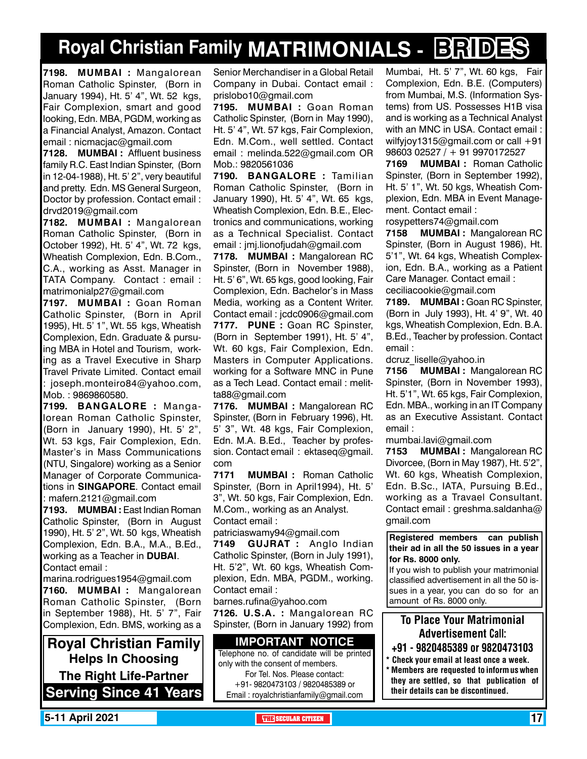# Royal Christian Family MATRIMONIALS - BRIDES

**7198. MUMBAI :** Mangalorean Roman Catholic Spinster, (Born in January 1994), Ht. 5' 4", Wt. 52 kgs, Fair Complexion, smart and good looking, Edn. MBA, PGDM, working as a Financial Analyst, Amazon. Contact email : nicmacjac@gmail.com

**7128. MUMBAI :** Affluent business family R.C. East Indian Spinster, (Born in 12-04-1988), Ht. 5' 2", very beautiful and pretty. Edn. MS General Surgeon, Doctor by profession. Contact email : drvd2019@gmail.com

**7182. MUMBAI :** Mangalorean Roman Catholic Spinster, (Born in October 1992), Ht. 5' 4", Wt. 72 kgs, Wheatish Complexion, Edn. B.Com., C.A., working as Asst. Manager in TATA Company. Contact : email : matrimonialp27@gmail.com

**7197. MUMBAI :** Goan Roman Catholic Spinster, (Born in April 1995), Ht. 5' 1", Wt. 55 kgs, Wheatish Complexion, Edn. Graduate & pursuing MBA in Hotel and Tourism, working as a Travel Executive in Sharp Travel Private Limited. Contact email : joseph.monteiro84@yahoo.com, Mob. : 9869860580.

**7199. BANGALORE :** Mangalorean Roman Catholic Spinster, (Born in January 1990), Ht. 5' 2", Wt. 53 kgs, Fair Complexion, Edn. Master's in Mass Communications (NTU, Singalore) working as a Senior Manager of Corporate Communications in **SINGAPORE**. Contact email : mafern.2121@gmail.com

**7193. MUMBAI :** East Indian Roman Catholic Spinster, (Born in August 1990), Ht. 5' 2", Wt. 50 kgs, Wheatish Complexion, Edn. B.A., M.A., B.Ed., working as a Teacher in **DUBAI**. Contact email : marina.rodrigues1954@gmail.com

**7160. MUMBAI :** Mangalorean Roman Catholic Spinster, (Born in September 1988), Ht. 5' 7", Fair Complexion, Edn. BMS, working as a Senior Merchandiser in a Global Retail Company in Dubai. Contact email : prislobo10@gmail.com

**7195. MUMBAI :** Goan Roman Catholic Spinster, (Born in May 1990), Ht. 5' 4", Wt. 57 kgs, Fair Complexion, Edn. M.Com., well settled. Contact email : melinda.522@gmail.com OR Mob.: 9820561036

**7190. BANGALORE :** Tamilian Roman Catholic Spinster, (Born in January 1990), Ht. 5' 4", Wt. 65 kgs, Wheatish Complexion, Edn. B.E., Electronics and communications, working as a Technical Specialist. Contact email : jmj.lionofjudah@gmail.com

**7178. MUMBAI :** Mangalorean RC Spinster, (Born in November 1988), Ht. 5' 6", Wt. 65 kgs, good looking, Fair Complexion, Edn. Bachelor's in Mass Media, working as a Content Writer. Contact email : jcdc0906@gmail.com

**7177. PUNE :** Goan RC Spinster, (Born in September 1991), Ht. 5' 4", Wt. 60 kgs, Fair Complexion, Edn. Masters in Computer Applications. working for a Software MNC in Pune as a Tech Lead. Contact email : melitta88@gmail.com

**7176. MUMBAI :** Mangalorean RC Spinster, (Born in February 1996), Ht. 5' 3", Wt. 48 kgs, Fair Complexion, Edn. M.A. B.Ed., Teacher by profession. Contact email : ektaseq@gmail.com

**7171 MUMBAI :** Roman Catholic Spinster, (Born in April1994), Ht. 5' 3", Wt. 50 kgs, Fair Complexion, Edn. M.Com., working as an Analyst. Contact email : patriciaswamy94@gmail.com

**7149 GUJRAT :** Anglo Indian Catholic Spinster, (Born in July 1991), Ht. 5'2", Wt. 60 kgs, Wheatish Complexion, Edn. MBA, PGDM., working. Contact email : barnes.rufina@yahoo.com

**7126. U.S.A. :** Mangalorean RC Spinster, (Born in January 1992) from Mumbai, Ht. 5' 7", Wt. 60 kgs, Fair Complexion, Edn. B.E. (Computers) from Mumbai, M.S. (Information Systems) from US. Possesses H1B visa and is working as a Technical Analyst with an MNC in USA. Contact email : wilfyjoy1315@gmail.com or call +91 98603 02527 / + 91 9970172527

**7169 MUMBAI :** Roman Catholic Spinster, (Born in September 1992), Ht. 5' 1", Wt. 50 kgs, Wheatish Complexion, Edn. MBA in Event Management. Contact email : rosypetters74@gmail.com

**7158 MUMBAI :** Mangalorean RC Spinster, (Born in August 1986), Ht. 5'1", Wt. 64 kgs, Wheatish Complexion, Edn. B.A., working as a Patient Care Manager. Contact email : ceciliacookie@gmail.com

**7189. MUMBAI :** Goan RC Spinster, (Born in July 1993), Ht. 4' 9", Wt. 40 kgs, Wheatish Complexion, Edn. B.A. B.Ed., Teacher by profession. Contact email : dcruz_liselle@yahoo.in

**7156 MUMBAI :** Mangalorean RC Spinster, (Born in November 1993), Ht. 5'1", Wt. 65 kgs, Fair Complexion, Edn. MBA., working in an IT Company as an Executive Assistant. Contact email : mumbai.lavi@gmail.com

**7153 MUMBAI :** Mangalorean RC Divorcee, (Born in May 1987), Ht. 5'2", Wt. 60 kgs, Wheatish Complexion, Edn. B.Sc., IATA, Pursuing B.Ed., working as a Travael Consultant. Contact email : greshma.saldanha@gmail.com

**Registered members can publish their ad in all the 50 issues in a year for Rs. 8000 only.**

If you wish to publish your matrimonial classified advertisement in all the 50 issues in a year, you can do so for an amount of Rs. 8000 only.

**Royal Christian Family Helps In Choosing The Right Life-Partner Serving Since 41 Years**

**IMPORTANT NOTICE**

Telephone no. of candidate will be printed only with the consent of members.
For Tel. Nos. Please contact:
+91- 9820473103 / 9820485389 or
Email : royalchristianfamily@gmail.com

**To Place Your Matrimonial Advertisement Call:**
**+91 - 9820485389 or 9820473103**

- **Check your email at least once a week.**
- **Members are requested to inform us when they are settled, so that publication of their details can be discontinued.**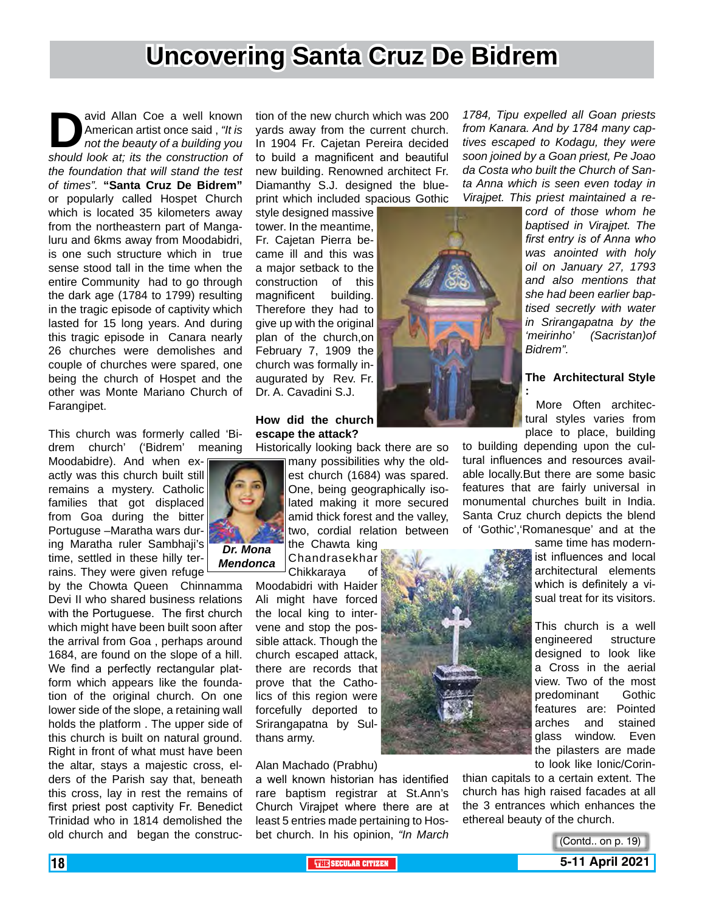# Uncovering Santa Cruz De Bidrem

David Allan Coe a well known American artist once said , *"It is not the beauty of a building you should look at; its the construction of the foundation that will stand the test of times".* **"Santa Cruz De Bidrem"** or popularly called Hospet Church which is located 35 kilometers away from the northeastern part of Mangaluru and 6kms away from Moodabidri, is one such structure which in true sense stood tall in the time when the entire Community had to go through the dark age (1784 to 1799) resulting in the tragic episode of captivity which lasted for 15 long years. And during this tragic episode in Canara nearly 26 churches were demolishes and couple of churches were spared, one being the church of Hospet and the other was Monte Mariano Church of Farangipet.

This church was formerly called 'Bidrem church' ('Bidrem' meaning Moodabidre). And when exactly was this church built still remains a mystery. Catholic families that got displaced from Goa during the bitter Portuguese –Maratha wars during Maratha ruler Sambhaji's time, settled in these hilly terrains. They were given refuge by the Chowta Queen Chinnamma Devi II who shared business relations with the Portuguese. The first church which might have been built soon after the arrival from Goa , perhaps around 1684, are found on the slope of a hill. We find a perfectly rectangular platform which appears like the foundation of the original church. On one lower side of the slope, a retaining wall holds the platform . The upper side of this church is built on natural ground. Right in front of what must have been the altar, stays a majestic cross, elders of the Parish say that, beneath this cross, lay in rest the remains of first priest post captivity Fr. Benedict Trinidad who in 1814 demolished the old church and began the construction of the new church which was 200 yards away from the current church. In 1904 Fr. Cajetan Pereira decided to build a magnificent and beautiful new building. Renowned architect Fr. Diamanthy S.J. designed the blueprint which included spacious Gothic style designed massive tower. In the meantime, Fr. Cajetan Pierra became ill and this was a major setback to the construction of this magnificent building. Therefore they had to give up with the original plan of the church,on February 7, 1909 the church was formally inaugurated by Rev. Fr. Dr. A. Cavadini S.J.

***Dr. Mona Mendonca***

**How did the church escape the attack?**

Historically looking back there are so many possibilities why the oldest church (1684) was spared. One, being geographically isolated making it more secured amid thick forest and the valley, two, cordial relation between the Chawta king Chandrasekhar Chikkaraya of Moodabidri with Haider Ali might have forced the local king to intervene and stop the possible attack. Though the church escaped attack, there are records that prove that the Catholics of this region were forcefully deported to Srirangapatna by Sulthans army.

Alan Machado (Prabhu) a well known historian has identified rare baptism registrar at St.Ann's Church Virajpet where there are at least 5 entries made pertaining to Hosbet church. In his opinion, *"In March 1784, Tipu expelled all Goan priests from Kanara. And by 1784 many captives escaped to Kodagu, they were soon joined by a Goan priest, Pe Joao da Costa who built the Church of Santa Anna which is seen even today in Virajpet. This priest maintained a record of those whom he baptised in Virajpet. The first entry is of Anna who was anointed with holy oil on January 27, 1793 and also mentions that she had been earlier baptised secretly with water in Srirangapatna by the 'meirinho' (Sacristan)of Bidrem".*

**The Architectural Style :**

More Often architectural styles varies from place to place, building to building depending upon the cultural influences and resources available locally.But there are some basic features that are fairly universal in monumental churches built in India. Santa Cruz church depicts the blend of 'Gothic','Romanesque' and at the same time has modernist influences and local architectural elements which is definitely a visual treat for its visitors.

This church is a well engineered structure designed to look like a Cross in the aerial view. Two of the most predominant Gothic features are: Pointed arches and stained glass window. Even the pilasters are made to look like Ionic/Corinthian capitals to a certain extent. The church has high raised facades at all the 3 entrances which enhances the ethereal beauty of the church.

(Contd.. on p. 19)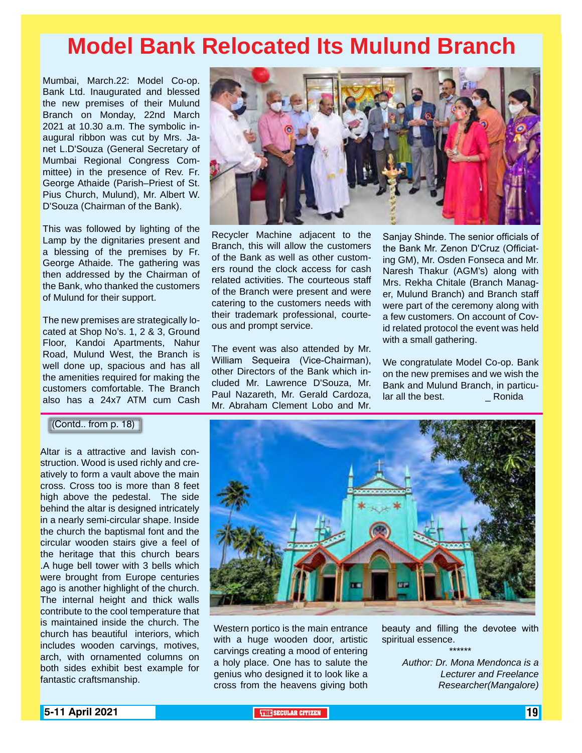# Model Bank Relocated Its Mulund Branch

Mumbai, March.22: Model Co-op. Bank Ltd. Inaugurated and blessed the new premises of their Mulund Branch on Monday, 22nd March 2021 at 10.30 a.m. The symbolic inaugural ribbon was cut by Mrs. Janet L.D'Souza (General Secretary of Mumbai Regional Congress Committee) in the presence of Rev. Fr. George Athaide (Parish–Priest of St. Pius Church, Mulund), Mr. Albert W. D'Souza (Chairman of the Bank).

This was followed by lighting of the Lamp by the dignitaries present and a blessing of the premises by Fr. George Athaide. The gathering was then addressed by the Chairman of the Bank, who thanked the customers of Mulund for their support.

The new premises are strategically located at Shop No's. 1, 2 & 3, Ground Floor, Kandoi Apartments, Nahur Road, Mulund West, the Branch is well done up, spacious and has all the amenities required for making the customers comfortable. The Branch also has a 24x7 ATM cum Cash Recycler Machine adjacent to the Branch, this will allow the customers of the Bank as well as other customers round the clock access for cash related activities. The courteous staff of the Branch were present and were catering to the customers needs with their trademark professional, courteous and prompt service.

The event was also attended by Mr. William Sequeira (Vice-Chairman), other Directors of the Bank which included Mr. Lawrence D'Souza, Mr. Paul Nazareth, Mr. Gerald Cardoza, Mr. Abraham Clement Lobo and Mr. Sanjay Shinde. The senior officials of the Bank Mr. Zenon D'Cruz (Officiating GM), Mr. Osden Fonseca and Mr. Naresh Thakur (AGM's) along with Mrs. Rekha Chitale (Branch Manager, Mulund Branch) and Branch staff were part of the ceremony along with a few customers. On account of Covid related protocol the event was held with a small gathering.

We congratulate Model Co-op. Bank on the new premises and we wish the Bank and Mulund Branch, in particular all the best. _ Ronida

---

(Contd.. from p. 18)

Altar is a attractive and lavish construction. Wood is used richly and creatively to form a vault above the main cross. Cross too is more than 8 feet high above the pedestal. The side behind the altar is designed intricately in a nearly semi-circular shape. Inside the church the baptismal font and the circular wooden stairs give a feel of the heritage that this church bears .A huge bell tower with 3 bells which were brought from Europe centuries ago is another highlight of the church. The internal height and thick walls contribute to the cool temperature that is maintained inside the church. The church has beautiful interiors, which includes wooden carvings, motives, arch, with ornamented columns on both sides exhibit best example for fantastic craftsmanship.

Western portico is the main entrance with a huge wooden door, artistic carvings creating a mood of entering a holy place. One has to salute the genius who designed it to look like a cross from the heavens giving both beauty and filling the devotee with spiritual essence.

******

*Author: Dr. Mona Mendonca is a Lecturer and Freelance Researcher(Mangalore)*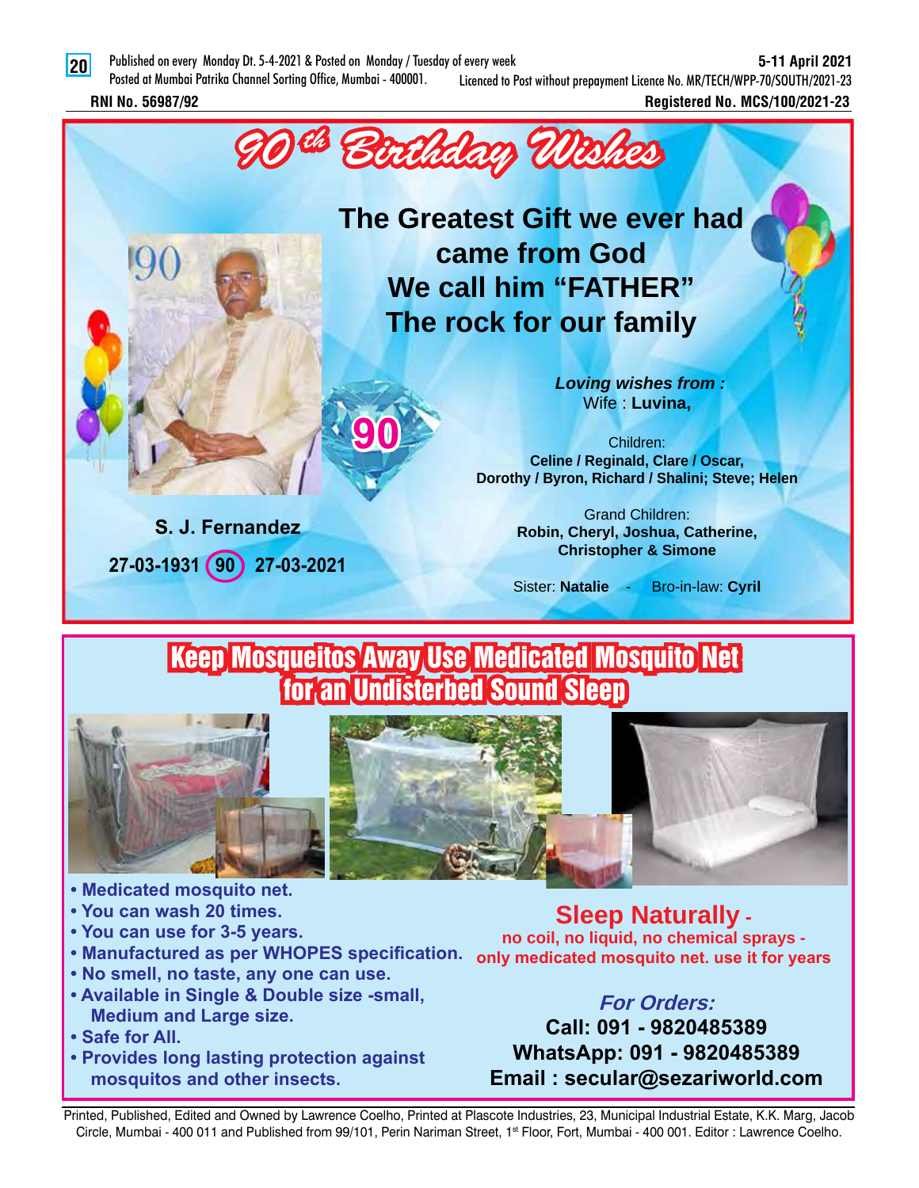# 90th Birthday Wishes

## The Greatest Gift we ever had came from God We call him "FATHER" The rock for our family

**S. J. Fernandez**

**27-03-1931 (90) 27-03-2021**

***Loving wishes from :***
Wife : **Luvina,**

Children:
**Celine / Reginald, Clare / Oscar, Dorothy / Byron, Richard / Shalini; Steve; Helen**

Grand Children:
**Robin, Cheryl, Joshua, Catherine, Christopher & Simone**

Sister: **Natalie** - Bro-in-law: **Cyril**

---

# Keep Mosqueitos Away Use Medicated Mosquito Net for an Undisterbed Sound Sleep

- Medicated mosquito net.
- You can wash 20 times.
- You can use for 3-5 years.
- Manufactured as per WHOPES specification.
- No smell, no taste, any one can use.
- Available in Single & Double size -small, Medium and Large size.
- Safe for All.
- Provides long lasting protection against mosquitos and other insects.

## Sleep Naturally -

**no coil, no liquid, no chemical sprays - only medicated mosquito net. use it for years**

***For Orders:***

**Call: 091 - 9820485389**
**WhatsApp: 091 - 9820485389**
**Email : secular@sezariworld.com**

Printed, Published, Edited and Owned by Lawrence Coelho, Printed at Plascote Industries, 23, Municipal Industrial Estate, K.K. Marg, Jacob Circle, Mumbai - 400 011 and Published from 99/101, Perin Nariman Street, 1st Floor, Fort, Mumbai - 400 001. Editor : Lawrence Coelho.